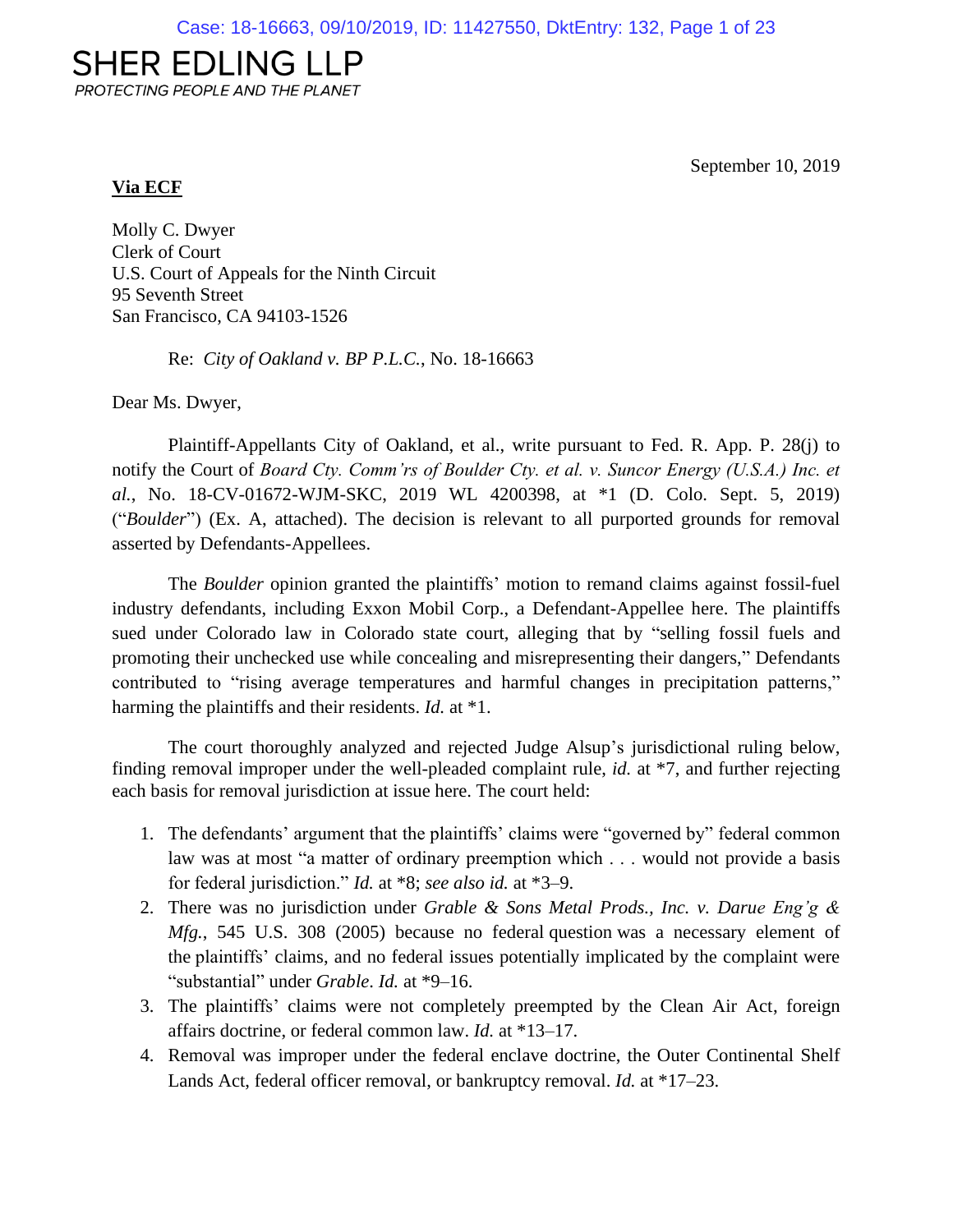# SHER EDLING LLP

*PROTECTING PEOPLE AND THE PLANET*

September 10, 2019

**Via ECF**

Molly C. Dwyer
Clerk of Court
U.S. Court of Appeals for the Ninth Circuit
95 Seventh Street
San Francisco, CA 94103-1526

Re: *City of Oakland v. BP P.L.C.*, No. 18-16663

Dear Ms. Dwyer,

Plaintiff-Appellants City of Oakland, et al., write pursuant to Fed. R. App. P. 28(j) to notify the Court of *Board Cty. Comm'rs of Boulder Cty. et al. v. Suncor Energy (U.S.A.) Inc. et al.*, No. 18-CV-01672-WJM-SKC, 2019 WL 4200398, at *1 (D. Colo. Sept. 5, 2019) ("*Boulder*") (Ex. A, attached). The decision is relevant to all purported grounds for removal asserted by Defendants-Appellees.

The *Boulder* opinion granted the plaintiffs' motion to remand claims against fossil-fuel industry defendants, including Exxon Mobil Corp., a Defendant-Appellee here. The plaintiffs sued under Colorado law in Colorado state court, alleging that by "selling fossil fuels and promoting their unchecked use while concealing and misrepresenting their dangers," Defendants contributed to "rising average temperatures and harmful changes in precipitation patterns," harming the plaintiffs and their residents. *Id.* at *1.

The court thoroughly analyzed and rejected Judge Alsup's jurisdictional ruling below, finding removal improper under the well-pleaded complaint rule, *id.* at *7, and further rejecting each basis for removal jurisdiction at issue here. The court held:

1. The defendants' argument that the plaintiffs' claims were "governed by" federal common law was at most "a matter of ordinary preemption which . . . would not provide a basis for federal jurisdiction." *Id.* at *8; *see also id.* at *3–9.
2. There was no jurisdiction under *Grable & Sons Metal Prods., Inc. v. Darue Eng'g & Mfg.*, 545 U.S. 308 (2005) because no federal question was a necessary element of the plaintiffs' claims, and no federal issues potentially implicated by the complaint were "substantial" under *Grable*. *Id.* at *9–16.
3. The plaintiffs' claims were not completely preempted by the Clean Air Act, foreign affairs doctrine, or federal common law. *Id.* at *13–17.
4. Removal was improper under the federal enclave doctrine, the Outer Continental Shelf Lands Act, federal officer removal, or bankruptcy removal. *Id.* at *17–23.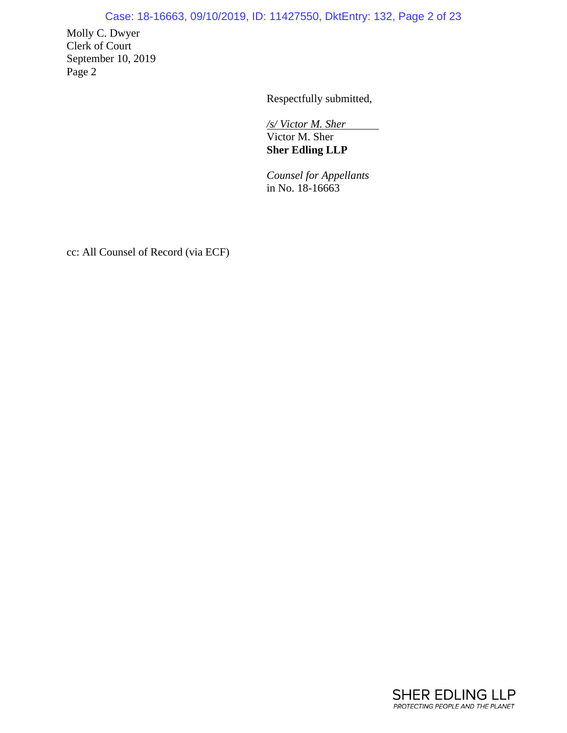Molly C. Dwyer
Clerk of Court
September 10, 2019
Page 2

Respectfully submitted,

*/s/ Victor M. Sher*
Victor M. Sher
**Sher Edling LLP**

*Counsel for Appellants*
in No. 18-16663

cc: All Counsel of Record (via ECF)

SHER EDLING LLP
*PROTECTING PEOPLE AND THE PLANET*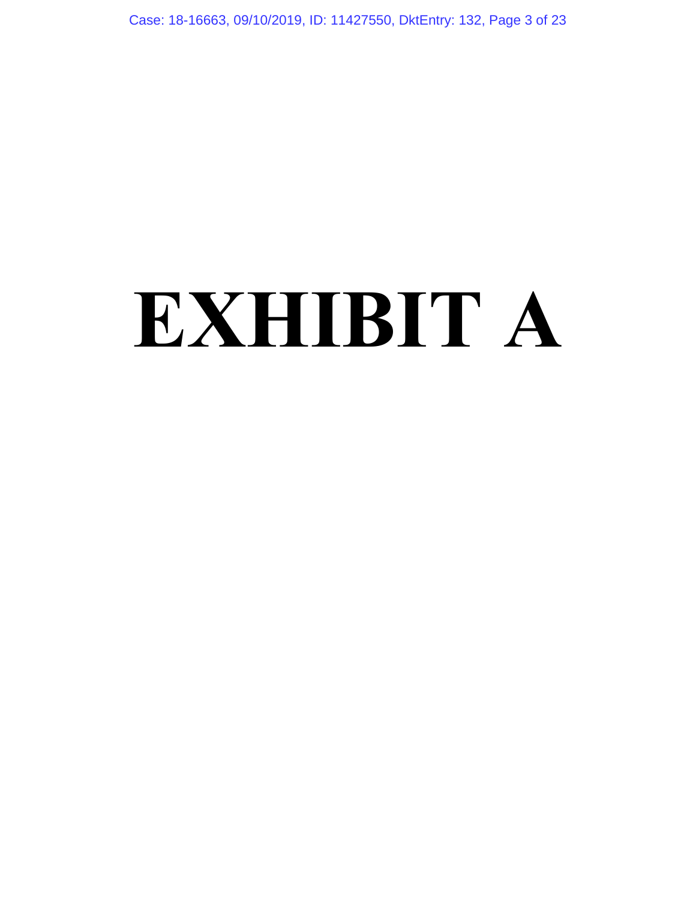# EXHIBIT A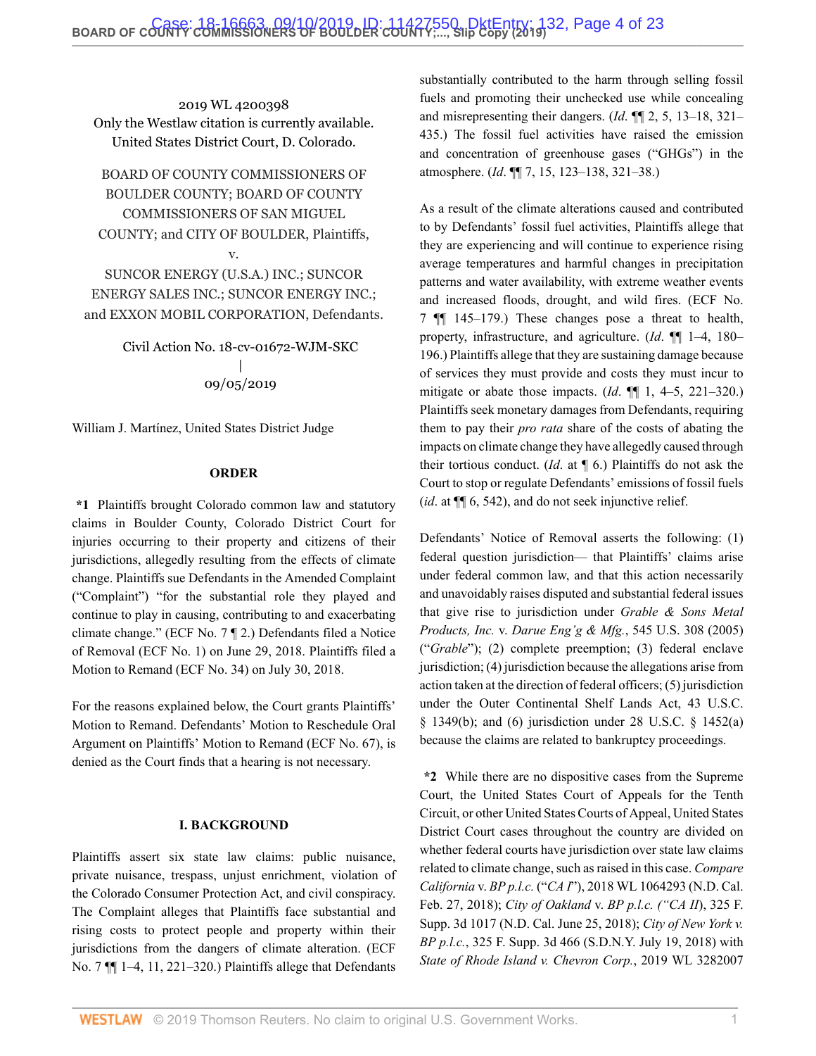2019 WL 4200398
Only the Westlaw citation is currently available.
United States District Court, D. Colorado.

BOARD OF COUNTY COMMISSIONERS OF BOULDER COUNTY; BOARD OF COUNTY COMMISSIONERS OF SAN MIGUEL COUNTY; and CITY OF BOULDER, Plaintiffs,
v.
SUNCOR ENERGY (U.S.A.) INC.; SUNCOR ENERGY SALES INC.; SUNCOR ENERGY INC.; and EXXON MOBIL CORPORATION, Defendants.

Civil Action No. 18-cv-01672-WJM-SKC
|
09/05/2019

William J. Martínez, United States District Judge

**ORDER**

**\*1** Plaintiffs brought Colorado common law and statutory claims in Boulder County, Colorado District Court for injuries occurring to their property and citizens of their jurisdictions, allegedly resulting from the effects of climate change. Plaintiffs sue Defendants in the Amended Complaint ("Complaint") "for the substantial role they played and continue to play in causing, contributing to and exacerbating climate change." (ECF No. 7 ¶ 2.) Defendants filed a Notice of Removal (ECF No. 1) on June 29, 2018. Plaintiffs filed a Motion to Remand (ECF No. 34) on July 30, 2018.

For the reasons explained below, the Court grants Plaintiffs' Motion to Remand. Defendants' Motion to Reschedule Oral Argument on Plaintiffs' Motion to Remand (ECF No. 67), is denied as the Court finds that a hearing is not necessary.

## I. BACKGROUND

Plaintiffs assert six state law claims: public nuisance, private nuisance, trespass, unjust enrichment, violation of the Colorado Consumer Protection Act, and civil conspiracy. The Complaint alleges that Plaintiffs face substantial and rising costs to protect people and property within their jurisdictions from the dangers of climate alteration. (ECF No. 7 ¶¶ 1–4, 11, 221–320.) Plaintiffs allege that Defendants substantially contributed to the harm through selling fossil fuels and promoting their unchecked use while concealing and misrepresenting their dangers. (*Id.* ¶¶ 2, 5, 13–18, 321–435.) The fossil fuel activities have raised the emission and concentration of greenhouse gases ("GHGs") in the atmosphere. (*Id.* ¶¶ 7, 15, 123–138, 321–38.)

As a result of the climate alterations caused and contributed to by Defendants' fossil fuel activities, Plaintiffs allege that they are experiencing and will continue to experience rising average temperatures and harmful changes in precipitation patterns and water availability, with extreme weather events and increased floods, drought, and wild fires. (ECF No. 7 ¶¶ 145–179.) These changes pose a threat to health, property, infrastructure, and agriculture. (*Id.* ¶¶ 1–4, 180–196.) Plaintiffs allege that they are sustaining damage because of services they must provide and costs they must incur to mitigate or abate those impacts. (*Id.* ¶¶ 1, 4–5, 221–320.) Plaintiffs seek monetary damages from Defendants, requiring them to pay their *pro rata* share of the costs of abating the impacts on climate change they have allegedly caused through their tortious conduct. (*Id.* at ¶ 6.) Plaintiffs do not ask the Court to stop or regulate Defendants' emissions of fossil fuels (*id.* at ¶¶ 6, 542), and do not seek injunctive relief.

Defendants' Notice of Removal asserts the following: (1) federal question jurisdiction— that Plaintiffs' claims arise under federal common law, and that this action necessarily and unavoidably raises disputed and substantial federal issues that give rise to jurisdiction under *Grable & Sons Metal Products, Inc.* v. *Darue Eng'g & Mfg.*, 545 U.S. 308 (2005) ("*Grable*"); (2) complete preemption; (3) federal enclave jurisdiction; (4) jurisdiction because the allegations arise from action taken at the direction of federal officers; (5) jurisdiction under the Outer Continental Shelf Lands Act, 43 U.S.C. § 1349(b); and (6) jurisdiction under 28 U.S.C. § 1452(a) because the claims are related to bankruptcy proceedings.

**\*2** While there are no dispositive cases from the Supreme Court, the United States Court of Appeals for the Tenth Circuit, or other United States Courts of Appeal, United States District Court cases throughout the country are divided on whether federal courts have jurisdiction over state law claims related to climate change, such as raised in this case. *Compare California* v. *BP p.l.c.* ("*CA I*"), 2018 WL 1064293 (N.D. Cal. Feb. 27, 2018); *City of Oakland* v. *BP p.l.c. ("CA II*), 325 F. Supp. 3d 1017 (N.D. Cal. June 25, 2018); *City of New York v. BP p.l.c.*, 325 F. Supp. 3d 466 (S.D.N.Y. July 19, 2018) with *State of Rhode Island v. Chevron Corp.*, 2019 WL 3282007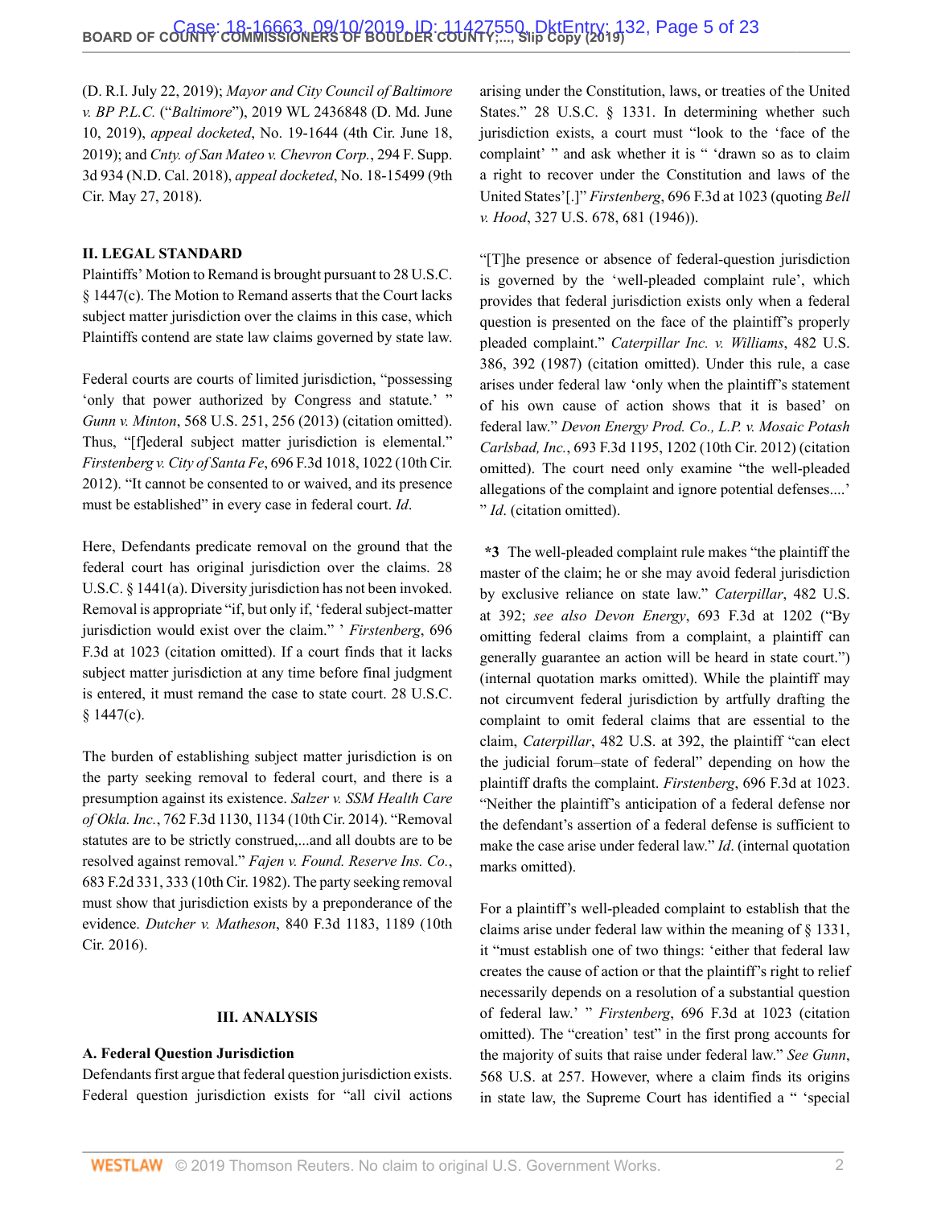(D. R.I. July 22, 2019); *Mayor and City Council of Baltimore v. BP P.L.C.* ("*Baltimore*"), 2019 WL 2436848 (D. Md. June 10, 2019), *appeal docketed*, No. 19-1644 (4th Cir. June 18, 2019); and *Cnty. of San Mateo v. Chevron Corp.*, 294 F. Supp. 3d 934 (N.D. Cal. 2018), *appeal docketed*, No. 18-15499 (9th Cir. May 27, 2018).

**II. LEGAL STANDARD**

Plaintiffs' Motion to Remand is brought pursuant to 28 U.S.C. § 1447(c). The Motion to Remand asserts that the Court lacks subject matter jurisdiction over the claims in this case, which Plaintiffs contend are state law claims governed by state law.

Federal courts are courts of limited jurisdiction, "possessing 'only that power authorized by Congress and statute.' " *Gunn v. Minton*, 568 U.S. 251, 256 (2013) (citation omitted). Thus, "[f]ederal subject matter jurisdiction is elemental." *Firstenberg v. City of Santa Fe*, 696 F.3d 1018, 1022 (10th Cir. 2012). "It cannot be consented to or waived, and its presence must be established" in every case in federal court. *Id*.

Here, Defendants predicate removal on the ground that the federal court has original jurisdiction over the claims. 28 U.S.C. § 1441(a). Diversity jurisdiction has not been invoked. Removal is appropriate "if, but only if, 'federal subject-matter jurisdiction would exist over the claim." ' *Firstenberg*, 696 F.3d at 1023 (citation omitted). If a court finds that it lacks subject matter jurisdiction at any time before final judgment is entered, it must remand the case to state court. 28 U.S.C. § 1447(c).

The burden of establishing subject matter jurisdiction is on the party seeking removal to federal court, and there is a presumption against its existence. *Salzer v. SSM Health Care of Okla. Inc.*, 762 F.3d 1130, 1134 (10th Cir. 2014). "Removal statutes are to be strictly construed,...and all doubts are to be resolved against removal." *Fajen v. Found. Reserve Ins. Co.*, 683 F.2d 331, 333 (10th Cir. 1982). The party seeking removal must show that jurisdiction exists by a preponderance of the evidence. *Dutcher v. Matheson*, 840 F.3d 1183, 1189 (10th Cir. 2016).

**III. ANALYSIS**

**A. Federal Question Jurisdiction**

Defendants first argue that federal question jurisdiction exists. Federal question jurisdiction exists for "all civil actions arising under the Constitution, laws, or treaties of the United States." 28 U.S.C. § 1331. In determining whether such jurisdiction exists, a court must "look to the 'face of the complaint' " and ask whether it is " 'drawn so as to claim a right to recover under the Constitution and laws of the United States'[.]" *Firstenberg*, 696 F.3d at 1023 (quoting *Bell v. Hood*, 327 U.S. 678, 681 (1946)).

"[T]he presence or absence of federal-question jurisdiction is governed by the 'well-pleaded complaint rule', which provides that federal jurisdiction exists only when a federal question is presented on the face of the plaintiff's properly pleaded complaint." *Caterpillar Inc. v. Williams*, 482 U.S. 386, 392 (1987) (citation omitted). Under this rule, a case arises under federal law 'only when the plaintiff's statement of his own cause of action shows that it is based' on federal law." *Devon Energy Prod. Co., L.P. v. Mosaic Potash Carlsbad, Inc.*, 693 F.3d 1195, 1202 (10th Cir. 2012) (citation omitted). The court need only examine "the well-pleaded allegations of the complaint and ignore potential defenses....' " *Id*. (citation omitted).

**\*3** The well-pleaded complaint rule makes "the plaintiff the master of the claim; he or she may avoid federal jurisdiction by exclusive reliance on state law." *Caterpillar*, 482 U.S. at 392; *see also Devon Energy*, 693 F.3d at 1202 ("By omitting federal claims from a complaint, a plaintiff can generally guarantee an action will be heard in state court.") (internal quotation marks omitted). While the plaintiff may not circumvent federal jurisdiction by artfully drafting the complaint to omit federal claims that are essential to the claim, *Caterpillar*, 482 U.S. at 392, the plaintiff "can elect the judicial forum–state of federal" depending on how the plaintiff drafts the complaint. *Firstenberg*, 696 F.3d at 1023. "Neither the plaintiff's anticipation of a federal defense nor the defendant's assertion of a federal defense is sufficient to make the case arise under federal law." *Id*. (internal quotation marks omitted).

For a plaintiff's well-pleaded complaint to establish that the claims arise under federal law within the meaning of § 1331, it "must establish one of two things: 'either that federal law creates the cause of action or that the plaintiff's right to relief necessarily depends on a resolution of a substantial question of federal law.' " *Firstenberg*, 696 F.3d at 1023 (citation omitted). The "creation' test" in the first prong accounts for the majority of suits that raise under federal law." *See Gunn*, 568 U.S. at 257. However, where a claim finds its origins in state law, the Supreme Court has identified a " 'special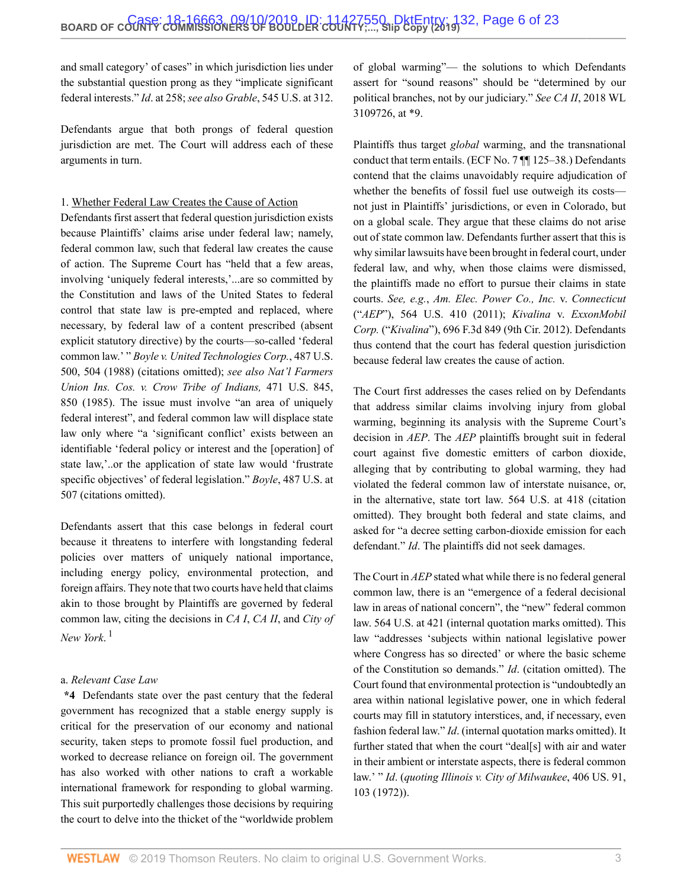and small category' of cases" in which jurisdiction lies under the substantial question prong as they "implicate significant federal interests." *Id*. at 258; *see also Grable*, 545 U.S. at 312.

Defendants argue that both prongs of federal question jurisdiction are met. The Court will address each of these arguments in turn.

1. Whether Federal Law Creates the Cause of Action

Defendants first assert that federal question jurisdiction exists because Plaintiffs' claims arise under federal law; namely, federal common law, such that federal law creates the cause of action. The Supreme Court has "held that a few areas, involving 'uniquely federal interests,'...are so committed by the Constitution and laws of the United States to federal control that state law is pre-empted and replaced, where necessary, by federal law of a content prescribed (absent explicit statutory directive) by the courts—so-called 'federal common law.' " *Boyle v. United Technologies Corp.*, 487 U.S. 500, 504 (1988) (citations omitted); *see also Nat'l Farmers Union Ins. Cos. v. Crow Tribe of Indians,* 471 U.S. 845, 850 (1985). The issue must involve "an area of uniquely federal interest", and federal common law will displace state law only where "a 'significant conflict' exists between an identifiable 'federal policy or interest and the [operation] of state law,'..or the application of state law would 'frustrate specific objectives' of federal legislation." *Boyle*, 487 U.S. at 507 (citations omitted).

Defendants assert that this case belongs in federal court because it threatens to interfere with longstanding federal policies over matters of uniquely national importance, including energy policy, environmental protection, and foreign affairs. They note that two courts have held that claims akin to those brought by Plaintiffs are governed by federal common law, citing the decisions in *CA I*, *CA II*, and *City of New York*. [1]

a. *Relevant Case Law*

**\*4** Defendants state over the past century that the federal government has recognized that a stable energy supply is critical for the preservation of our economy and national security, taken steps to promote fossil fuel production, and worked to decrease reliance on foreign oil. The government has also worked with other nations to craft a workable international framework for responding to global warming. This suit purportedly challenges those decisions by requiring the court to delve into the thicket of the "worldwide problem of global warming"— the solutions to which Defendants assert for "sound reasons" should be "determined by our political branches, not by our judiciary." *See CA II*, 2018 WL 3109726, at \*9.

Plaintiffs thus target *global* warming, and the transnational conduct that term entails. (ECF No. 7 ¶¶ 125–38.) Defendants contend that the claims unavoidably require adjudication of whether the benefits of fossil fuel use outweigh its costs—not just in Plaintiffs' jurisdictions, or even in Colorado, but on a global scale. They argue that these claims do not arise out of state common law. Defendants further assert that this is why similar lawsuits have been brought in federal court, under federal law, and why, when those claims were dismissed, the plaintiffs made no effort to pursue their claims in state courts. *See, e.g.*, *Am. Elec. Power Co., Inc.* v. *Connecticut* ("*AEP*"), 564 U.S. 410 (2011); *Kivalina* v. *ExxonMobil Corp.* ("*Kivalina*"), 696 F.3d 849 (9th Cir. 2012). Defendants thus contend that the court has federal question jurisdiction because federal law creates the cause of action.

The Court first addresses the cases relied on by Defendants that address similar claims involving injury from global warming, beginning its analysis with the Supreme Court's decision in *AEP*. The *AEP* plaintiffs brought suit in federal court against five domestic emitters of carbon dioxide, alleging that by contributing to global warming, they had violated the federal common law of interstate nuisance, or, in the alternative, state tort law. 564 U.S. at 418 (citation omitted). They brought both federal and state claims, and asked for "a decree setting carbon-dioxide emission for each defendant." *Id*. The plaintiffs did not seek damages.

The Court in *AEP* stated what while there is no federal general common law, there is an "emergence of a federal decisional law in areas of national concern", the "new" federal common law. 564 U.S. at 421 (internal quotation marks omitted). This law "addresses 'subjects within national legislative power where Congress has so directed' or where the basic scheme of the Constitution so demands." *Id*. (citation omitted). The Court found that environmental protection is "undoubtedly an area within national legislative power, one in which federal courts may fill in statutory interstices, and, if necessary, even fashion federal law." *Id*. (internal quotation marks omitted). It further stated that when the court "deal[s] with air and water in their ambient or interstate aspects, there is federal common law.' " *Id*. (*quoting Illinois v. City of Milwaukee*, 406 US. 91, 103 (1972)).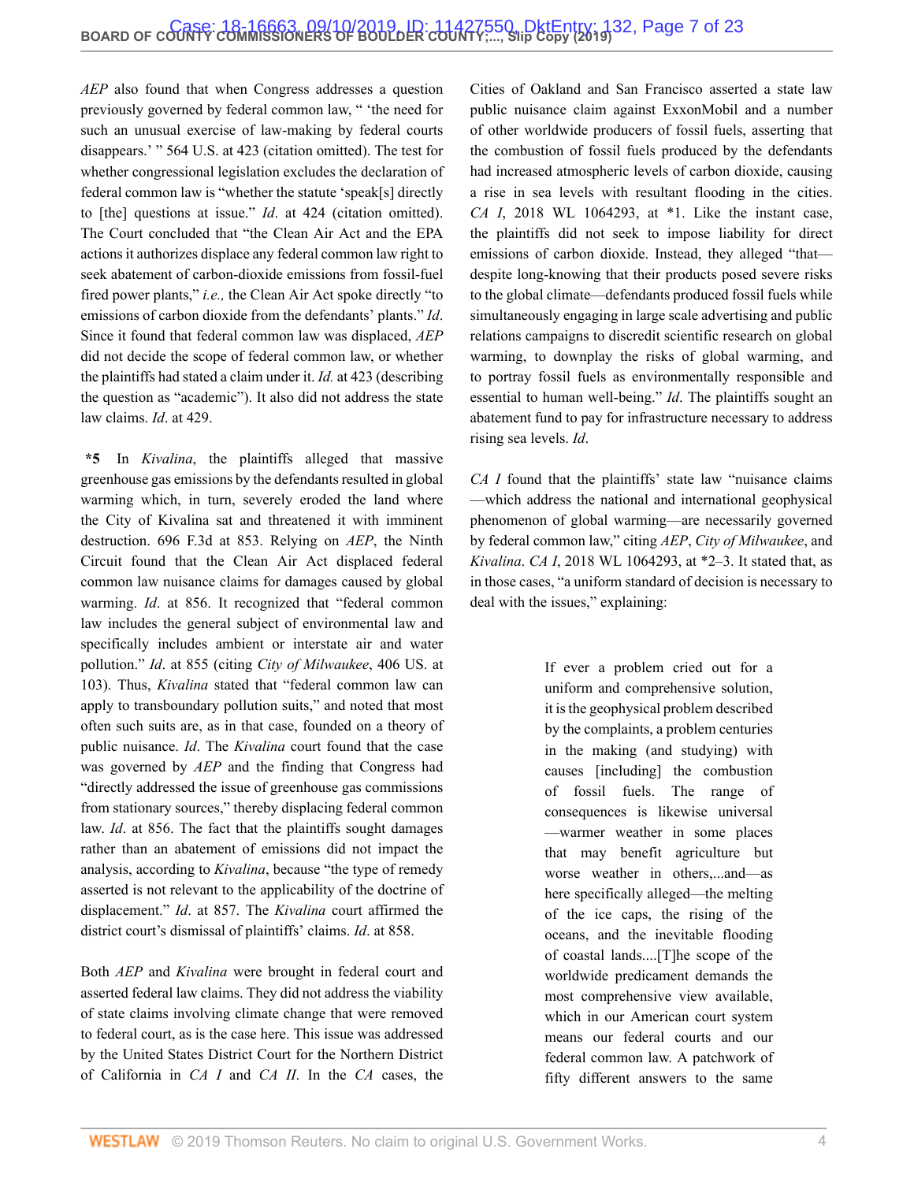*AEP* also found that when Congress addresses a question previously governed by federal common law, " 'the need for such an unusual exercise of law-making by federal courts disappears.' " 564 U.S. at 423 (citation omitted). The test for whether congressional legislation excludes the declaration of federal common law is "whether the statute 'speak[s] directly to [the] questions at issue." *Id*. at 424 (citation omitted). The Court concluded that "the Clean Air Act and the EPA actions it authorizes displace any federal common law right to seek abatement of carbon-dioxide emissions from fossil-fuel fired power plants," *i.e.,* the Clean Air Act spoke directly "to emissions of carbon dioxide from the defendants' plants." *Id*. Since it found that federal common law was displaced, *AEP* did not decide the scope of federal common law, or whether the plaintiffs had stated a claim under it. *Id.* at 423 (describing the question as "academic"). It also did not address the state law claims. *Id*. at 429.

**\*5** In *Kivalina*, the plaintiffs alleged that massive greenhouse gas emissions by the defendants resulted in global warming which, in turn, severely eroded the land where the City of Kivalina sat and threatened it with imminent destruction. 696 F.3d at 853. Relying on *AEP*, the Ninth Circuit found that the Clean Air Act displaced federal common law nuisance claims for damages caused by global warming. *Id*. at 856. It recognized that "federal common law includes the general subject of environmental law and specifically includes ambient or interstate air and water pollution." *Id*. at 855 (citing *City of Milwaukee*, 406 US. at 103). Thus, *Kivalina* stated that "federal common law can apply to transboundary pollution suits," and noted that most often such suits are, as in that case, founded on a theory of public nuisance. *Id*. The *Kivalina* court found that the case was governed by *AEP* and the finding that Congress had "directly addressed the issue of greenhouse gas commissions from stationary sources," thereby displacing federal common law. *Id*. at 856. The fact that the plaintiffs sought damages rather than an abatement of emissions did not impact the analysis, according to *Kivalina*, because "the type of remedy asserted is not relevant to the applicability of the doctrine of displacement." *Id*. at 857. The *Kivalina* court affirmed the district court's dismissal of plaintiffs' claims. *Id*. at 858.

Both *AEP* and *Kivalina* were brought in federal court and asserted federal law claims. They did not address the viability of state claims involving climate change that were removed to federal court, as is the case here. This issue was addressed by the United States District Court for the Northern District of California in *CA I* and *CA II*. In the *CA* cases, the Cities of Oakland and San Francisco asserted a state law public nuisance claim against ExxonMobil and a number of other worldwide producers of fossil fuels, asserting that the combustion of fossil fuels produced by the defendants had increased atmospheric levels of carbon dioxide, causing a rise in sea levels with resultant flooding in the cities. *CA I*, 2018 WL 1064293, at \*1. Like the instant case, the plaintiffs did not seek to impose liability for direct emissions of carbon dioxide. Instead, they alleged "that—despite long-knowing that their products posed severe risks to the global climate—defendants produced fossil fuels while simultaneously engaging in large scale advertising and public relations campaigns to discredit scientific research on global warming, to downplay the risks of global warming, and to portray fossil fuels as environmentally responsible and essential to human well-being." *Id*. The plaintiffs sought an abatement fund to pay for infrastructure necessary to address rising sea levels. *Id*.

*CA I* found that the plaintiffs' state law "nuisance claims—which address the national and international geophysical phenomenon of global warming—are necessarily governed by federal common law," citing *AEP*, *City of Milwaukee*, and *Kivalina*. *CA I*, 2018 WL 1064293, at \*2–3. It stated that, as in those cases, "a uniform standard of decision is necessary to deal with the issues," explaining:

> If ever a problem cried out for a uniform and comprehensive solution, it is the geophysical problem described by the complaints, a problem centuries in the making (and studying) with causes [including] the combustion of fossil fuels. The range of consequences is likewise universal—warmer weather in some places that may benefit agriculture but worse weather in others,...and—as here specifically alleged—the melting of the ice caps, the rising of the oceans, and the inevitable flooding of coastal lands....[T]he scope of the worldwide predicament demands the most comprehensive view available, which in our American court system means our federal courts and our federal common law. A patchwork of fifty different answers to the same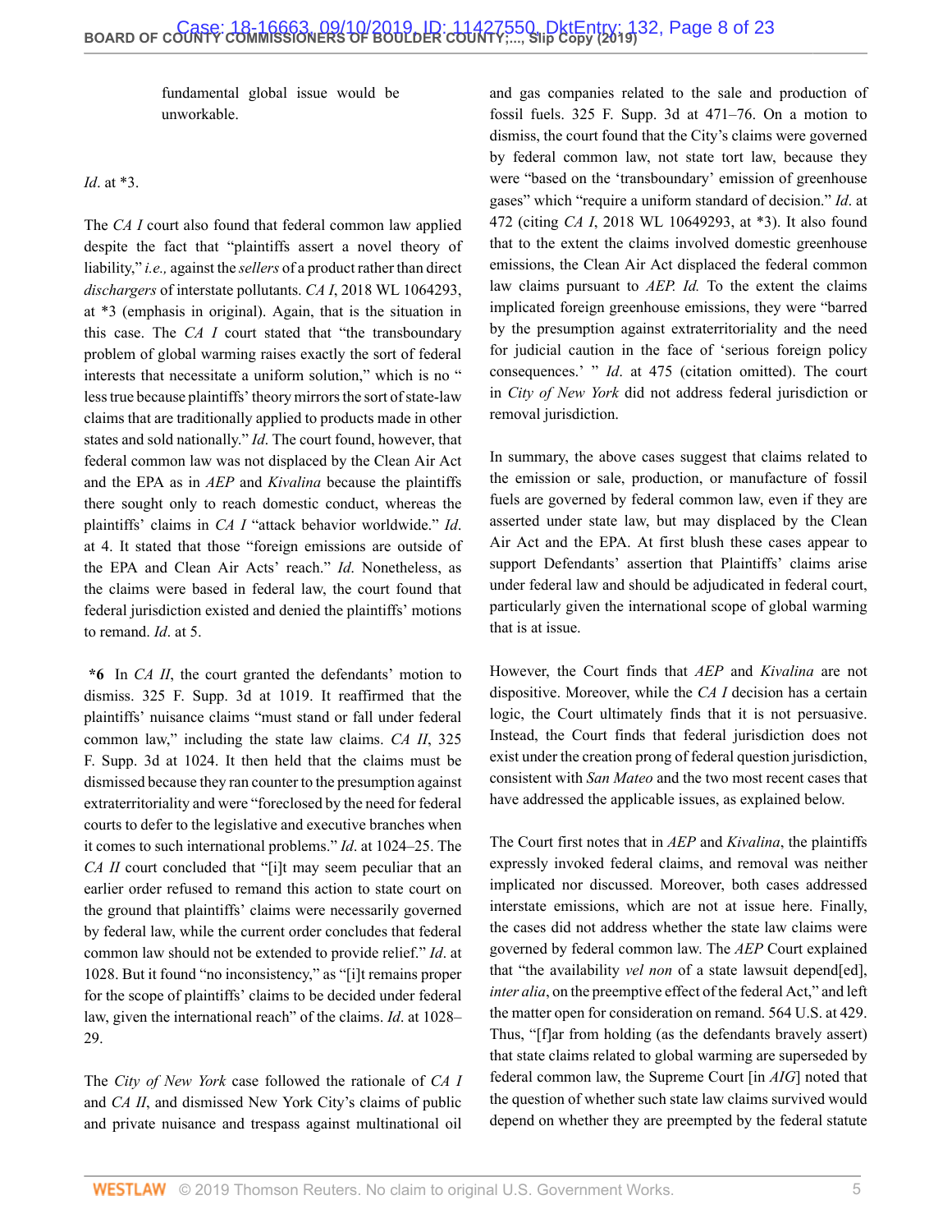fundamental global issue would be unworkable.

*Id*. at *3.

The *CA I* court also found that federal common law applied despite the fact that "plaintiffs assert a novel theory of liability," *i.e.,* against the *sellers* of a product rather than direct *dischargers* of interstate pollutants. *CA I*, 2018 WL 1064293, at *3 (emphasis in original). Again, that is the situation in this case. The *CA I* court stated that "the transboundary problem of global warming raises exactly the sort of federal interests that necessitate a uniform solution," which is no " less true because plaintiffs' theory mirrors the sort of state-law claims that are traditionally applied to products made in other states and sold nationally." *Id*. The court found, however, that federal common law was not displaced by the Clean Air Act and the EPA as in *AEP* and *Kivalina* because the plaintiffs there sought only to reach domestic conduct, whereas the plaintiffs' claims in *CA I* "attack behavior worldwide." *Id*. at 4. It stated that those "foreign emissions are outside of the EPA and Clean Air Acts' reach." *Id*. Nonetheless, as the claims were based in federal law, the court found that federal jurisdiction existed and denied the plaintiffs' motions to remand. *Id*. at 5.

**\*6** In *CA II*, the court granted the defendants' motion to dismiss. 325 F. Supp. 3d at 1019. It reaffirmed that the plaintiffs' nuisance claims "must stand or fall under federal common law," including the state law claims. *CA II*, 325 F. Supp. 3d at 1024. It then held that the claims must be dismissed because they ran counter to the presumption against extraterritoriality and were "foreclosed by the need for federal courts to defer to the legislative and executive branches when it comes to such international problems." *Id*. at 1024–25. The *CA II* court concluded that "[i]t may seem peculiar that an earlier order refused to remand this action to state court on the ground that plaintiffs' claims were necessarily governed by federal law, while the current order concludes that federal common law should not be extended to provide relief." *Id*. at 1028. But it found "no inconsistency," as "[i]t remains proper for the scope of plaintiffs' claims to be decided under federal law, given the international reach" of the claims. *Id*. at 1028–29.

The *City of New York* case followed the rationale of *CA I* and *CA II*, and dismissed New York City's claims of public and private nuisance and trespass against multinational oil and gas companies related to the sale and production of fossil fuels. 325 F. Supp. 3d at 471–76. On a motion to dismiss, the court found that the City's claims were governed by federal common law, not state tort law, because they were "based on the 'transboundary' emission of greenhouse gases" which "require a uniform standard of decision." *Id*. at 472 (citing *CA I*, 2018 WL 10649293, at *3). It also found that to the extent the claims involved domestic greenhouse emissions, the Clean Air Act displaced the federal common law claims pursuant to *AEP. Id.* To the extent the claims implicated foreign greenhouse emissions, they were "barred by the presumption against extraterritoriality and the need for judicial caution in the face of 'serious foreign policy consequences.' " *Id*. at 475 (citation omitted). The court in *City of New York* did not address federal jurisdiction or removal jurisdiction.

In summary, the above cases suggest that claims related to the emission or sale, production, or manufacture of fossil fuels are governed by federal common law, even if they are asserted under state law, but may displaced by the Clean Air Act and the EPA. At first blush these cases appear to support Defendants' assertion that Plaintiffs' claims arise under federal law and should be adjudicated in federal court, particularly given the international scope of global warming that is at issue.

However, the Court finds that *AEP* and *Kivalina* are not dispositive. Moreover, while the *CA I* decision has a certain logic, the Court ultimately finds that it is not persuasive. Instead, the Court finds that federal jurisdiction does not exist under the creation prong of federal question jurisdiction, consistent with *San Mateo* and the two most recent cases that have addressed the applicable issues, as explained below.

The Court first notes that in *AEP* and *Kivalina*, the plaintiffs expressly invoked federal claims, and removal was neither implicated nor discussed. Moreover, both cases addressed interstate emissions, which are not at issue here. Finally, the cases did not address whether the state law claims were governed by federal common law. The *AEP* Court explained that "the availability *vel non* of a state lawsuit depend[ed], *inter alia*, on the preemptive effect of the federal Act," and left the matter open for consideration on remand. 564 U.S. at 429. Thus, "[f]ar from holding (as the defendants bravely assert) that state claims related to global warming are superseded by federal common law, the Supreme Court [in *AIG*] noted that the question of whether such state law claims survived would depend on whether they are preempted by the federal statute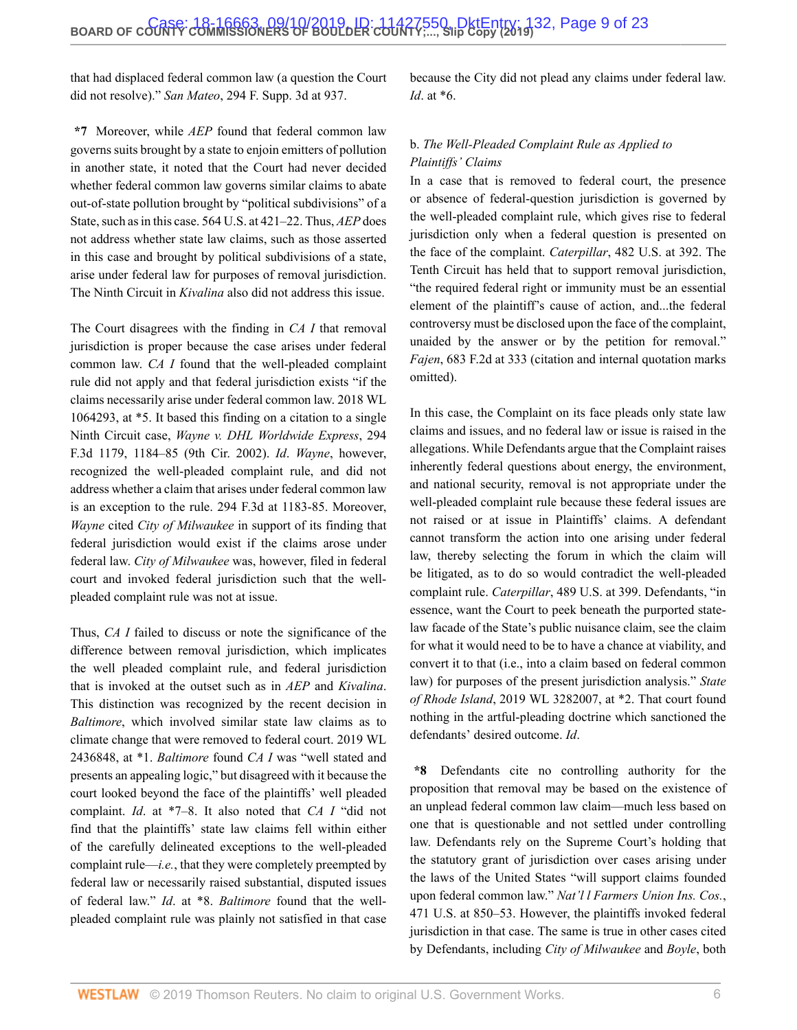that had displaced federal common law (a question the Court did not resolve)." *San Mateo*, 294 F. Supp. 3d at 937.

**\*7** Moreover, while *AEP* found that federal common law governs suits brought by a state to enjoin emitters of pollution in another state, it noted that the Court had never decided whether federal common law governs similar claims to abate out-of-state pollution brought by "political subdivisions" of a State, such as in this case. 564 U.S. at 421–22. Thus, *AEP* does not address whether state law claims, such as those asserted in this case and brought by political subdivisions of a state, arise under federal law for purposes of removal jurisdiction. The Ninth Circuit in *Kivalina* also did not address this issue.

The Court disagrees with the finding in *CA I* that removal jurisdiction is proper because the case arises under federal common law. *CA I* found that the well-pleaded complaint rule did not apply and that federal jurisdiction exists "if the claims necessarily arise under federal common law. 2018 WL 1064293, at \*5. It based this finding on a citation to a single Ninth Circuit case, *Wayne v. DHL Worldwide Express*, 294 F.3d 1179, 1184–85 (9th Cir. 2002). *Id*. *Wayne*, however, recognized the well-pleaded complaint rule, and did not address whether a claim that arises under federal common law is an exception to the rule. 294 F.3d at 1183-85. Moreover, *Wayne* cited *City of Milwaukee* in support of its finding that federal jurisdiction would exist if the claims arose under federal law. *City of Milwaukee* was, however, filed in federal court and invoked federal jurisdiction such that the well-pleaded complaint rule was not at issue.

Thus, *CA I* failed to discuss or note the significance of the difference between removal jurisdiction, which implicates the well pleaded complaint rule, and federal jurisdiction that is invoked at the outset such as in *AEP* and *Kivalina*. This distinction was recognized by the recent decision in *Baltimore*, which involved similar state law claims as to climate change that were removed to federal court. 2019 WL 2436848, at \*1. *Baltimore* found *CA I* was "well stated and presents an appealing logic," but disagreed with it because the court looked beyond the face of the plaintiffs' well pleaded complaint. *Id*. at \*7–8. It also noted that *CA I* "did not find that the plaintiffs' state law claims fell within either of the carefully delineated exceptions to the well-pleaded complaint rule—*i.e.*, that they were completely preempted by federal law or necessarily raised substantial, disputed issues of federal law." *Id*. at \*8. *Baltimore* found that the well-pleaded complaint rule was plainly not satisfied in that case because the City did not plead any claims under federal law. *Id*. at \*6.

b. *The Well-Pleaded Complaint Rule as Applied to Plaintiffs' Claims*

In a case that is removed to federal court, the presence or absence of federal-question jurisdiction is governed by the well-pleaded complaint rule, which gives rise to federal jurisdiction only when a federal question is presented on the face of the complaint. *Caterpillar*, 482 U.S. at 392. The Tenth Circuit has held that to support removal jurisdiction, "the required federal right or immunity must be an essential element of the plaintiff's cause of action, and...the federal controversy must be disclosed upon the face of the complaint, unaided by the answer or by the petition for removal." *Fajen*, 683 F.2d at 333 (citation and internal quotation marks omitted).

In this case, the Complaint on its face pleads only state law claims and issues, and no federal law or issue is raised in the allegations. While Defendants argue that the Complaint raises inherently federal questions about energy, the environment, and national security, removal is not appropriate under the well-pleaded complaint rule because these federal issues are not raised or at issue in Plaintiffs' claims. A defendant cannot transform the action into one arising under federal law, thereby selecting the forum in which the claim will be litigated, as to do so would contradict the well-pleaded complaint rule. *Caterpillar*, 489 U.S. at 399. Defendants, "in essence, want the Court to peek beneath the purported state-law facade of the State's public nuisance claim, see the claim for what it would need to be to have a chance at viability, and convert it to that (i.e., into a claim based on federal common law) for purposes of the present jurisdiction analysis." *State of Rhode Island*, 2019 WL 3282007, at \*2. That court found nothing in the artful-pleading doctrine which sanctioned the defendants' desired outcome. *Id*.

**\*8** Defendants cite no controlling authority for the proposition that removal may be based on the existence of an unplead federal common law claim—much less based on one that is questionable and not settled under controlling law. Defendants rely on the Supreme Court's holding that the statutory grant of jurisdiction over cases arising under the laws of the United States "will support claims founded upon federal common law." *Nat'l l Farmers Union Ins. Cos.*, 471 U.S. at 850–53. However, the plaintiffs invoked federal jurisdiction in that case. The same is true in other cases cited by Defendants, including *City of Milwaukee* and *Boyle*, both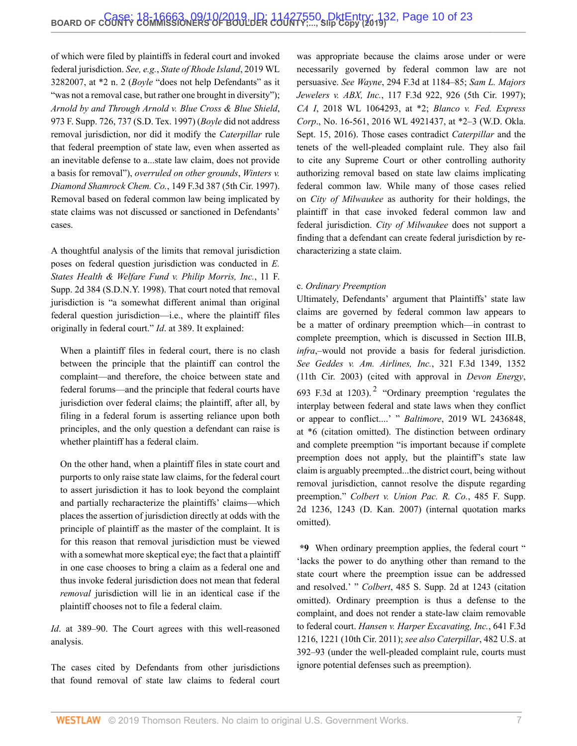of which were filed by plaintiffs in federal court and invoked federal jurisdiction. *See, e.g.*, *State of Rhode Island*, 2019 WL 3282007, at *2 n. 2 (*Boyle* "does not help Defendants" as it "was not a removal case, but rather one brought in diversity"); *Arnold by and Through Arnold v. Blue Cross & Blue Shield*, 973 F. Supp. 726, 737 (S.D. Tex. 1997) (*Boyle* did not address removal jurisdiction, nor did it modify the *Caterpillar* rule that federal preemption of state law, even when asserted as an inevitable defense to a...state law claim, does not provide a basis for removal"), *overruled on other grounds*, *Winters v. Diamond Shamrock Chem. Co.*, 149 F.3d 387 (5th Cir. 1997). Removal based on federal common law being implicated by state claims was not discussed or sanctioned in Defendants' cases.

A thoughtful analysis of the limits that removal jurisdiction poses on federal question jurisdiction was conducted in *E. States Health & Welfare Fund v. Philip Morris, Inc.*, 11 F. Supp. 2d 384 (S.D.N.Y. 1998). That court noted that removal jurisdiction is "a somewhat different animal than original federal question jurisdiction—i.e., where the plaintiff files originally in federal court." *Id*. at 389. It explained:

> When a plaintiff files in federal court, there is no clash between the principle that the plaintiff can control the complaint—and therefore, the choice between state and federal forums—and the principle that federal courts have jurisdiction over federal claims; the plaintiff, after all, by filing in a federal forum is asserting reliance upon both principles, and the only question a defendant can raise is whether plaintiff has a federal claim.
>
> On the other hand, when a plaintiff files in state court and purports to only raise state law claims, for the federal court to assert jurisdiction it has to look beyond the complaint and partially recharacterize the plaintiffs' claims—which places the assertion of jurisdiction directly at odds with the principle of plaintiff as the master of the complaint. It is for this reason that removal jurisdiction must be viewed with a somewhat more skeptical eye; the fact that a plaintiff in one case chooses to bring a claim as a federal one and thus invoke federal jurisdiction does not mean that federal *removal* jurisdiction will lie in an identical case if the plaintiff chooses not to file a federal claim.

*Id*. at 389–90. The Court agrees with this well-reasoned analysis.

The cases cited by Defendants from other jurisdictions that found removal of state law claims to federal court was appropriate because the claims arose under or were necessarily governed by federal common law are not persuasive. *See Wayne*, 294 F.3d at 1184–85; *Sam L. Majors Jewelers v. ABX, Inc.*, 117 F.3d 922, 926 (5th Cir. 1997); *CA I*, 2018 WL 1064293, at *2; *Blanco v. Fed. Express Corp*., No. 16-561, 2016 WL 4921437, at *2–3 (W.D. Okla. Sept. 15, 2016). Those cases contradict *Caterpillar* and the tenets of the well-pleaded complaint rule. They also fail to cite any Supreme Court or other controlling authority authorizing removal based on state law claims implicating federal common law. While many of those cases relied on *City of Milwaukee* as authority for their holdings, the plaintiff in that case invoked federal common law and federal jurisdiction. *City of Milwaukee* does not support a finding that a defendant can create federal jurisdiction by re-characterizing a state claim.

c. *Ordinary Preemption*

Ultimately, Defendants' argument that Plaintiffs' state law claims are governed by federal common law appears to be a matter of ordinary preemption which—in contrast to complete preemption, which is discussed in Section III.B, *infra*,–would not provide a basis for federal jurisdiction. *See Geddes v. Am. Airlines, Inc.*, 321 F.3d 1349, 1352 (11th Cir. 2003) (cited with approval in *Devon Energy*, 693 F.3d at 1203).[2] "Ordinary preemption 'regulates the interplay between federal and state laws when they conflict or appear to conflict....' " *Baltimore*, 2019 WL 2436848, at *6 (citation omitted). The distinction between ordinary and complete preemption "is important because if complete preemption does not apply, but the plaintiff's state law claim is arguably preempted...the district court, being without removal jurisdiction, cannot resolve the dispute regarding preemption." *Colbert v. Union Pac. R. Co.*, 485 F. Supp. 2d 1236, 1243 (D. Kan. 2007) (internal quotation marks omitted).

**\*9** When ordinary preemption applies, the federal court " 'lacks the power to do anything other than remand to the state court where the preemption issue can be addressed and resolved.' " *Colbert*, 485 S. Supp. 2d at 1243 (citation omitted). Ordinary preemption is thus a defense to the complaint, and does not render a state-law claim removable to federal court. *Hansen v. Harper Excavating, Inc.*, 641 F.3d 1216, 1221 (10th Cir. 2011); *see also Caterpillar*, 482 U.S. at 392–93 (under the well-pleaded complaint rule, courts must ignore potential defenses such as preemption).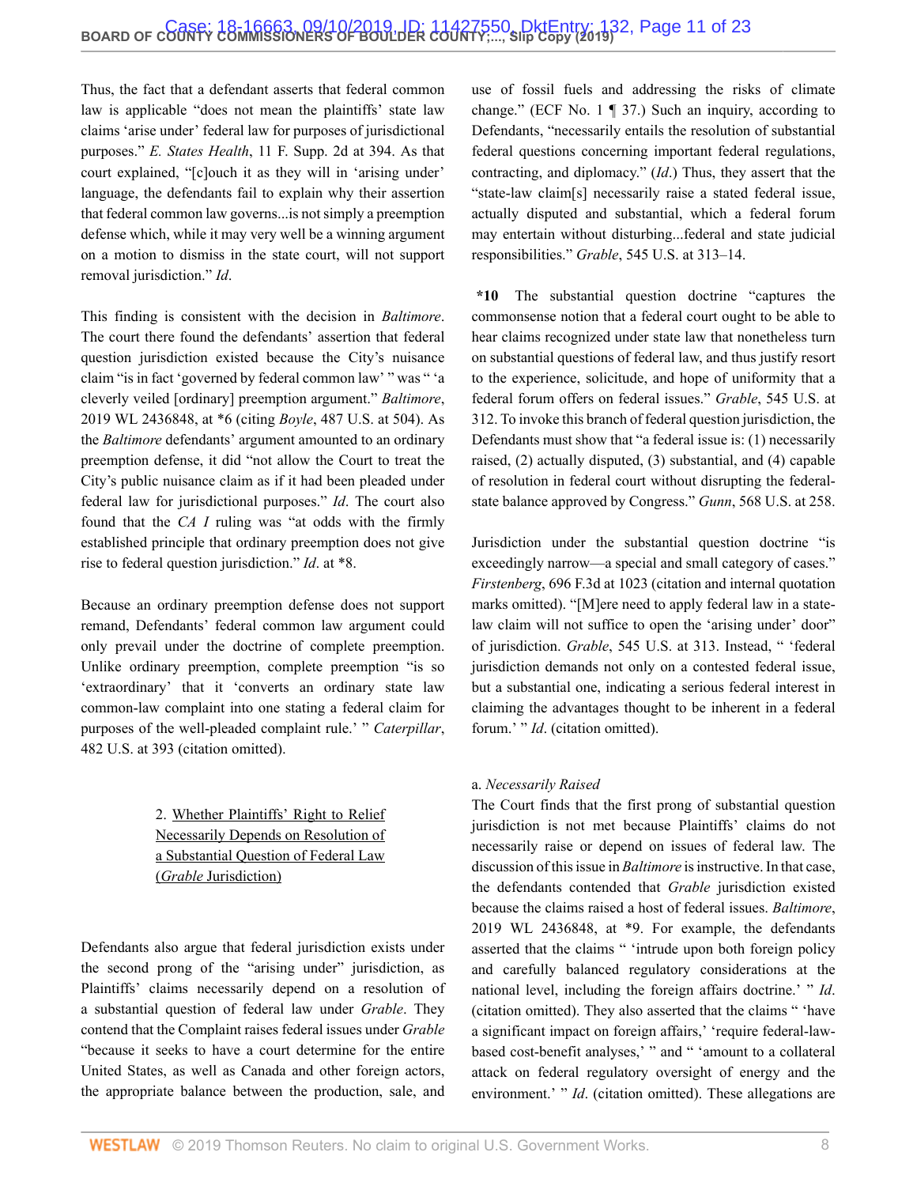Thus, the fact that a defendant asserts that federal common law is applicable "does not mean the plaintiffs' state law claims 'arise under' federal law for purposes of jurisdictional purposes." *E. States Health*, 11 F. Supp. 2d at 394. As that court explained, "[c]ouch it as they will in 'arising under' language, the defendants fail to explain why their assertion that federal common law governs...is not simply a preemption defense which, while it may very well be a winning argument on a motion to dismiss in the state court, will not support removal jurisdiction." *Id*.

This finding is consistent with the decision in *Baltimore*. The court there found the defendants' assertion that federal question jurisdiction existed because the City's nuisance claim "is in fact 'governed by federal common law' " was " 'a cleverly veiled [ordinary] preemption argument." *Baltimore*, 2019 WL 2436848, at *6 (citing *Boyle*, 487 U.S. at 504). As the *Baltimore* defendants' argument amounted to an ordinary preemption defense, it did "not allow the Court to treat the City's public nuisance claim as if it had been pleaded under federal law for jurisdictional purposes." *Id*. The court also found that the *CA I* ruling was "at odds with the firmly established principle that ordinary preemption does not give rise to federal question jurisdiction." *Id*. at *8.

Because an ordinary preemption defense does not support remand, Defendants' federal common law argument could only prevail under the doctrine of complete preemption. Unlike ordinary preemption, complete preemption "is so 'extraordinary' that it 'converts an ordinary state law common-law complaint into one stating a federal claim for purposes of the well-pleaded complaint rule.' " *Caterpillar*, 482 U.S. at 393 (citation omitted).

2. Whether Plaintiffs' Right to Relief Necessarily Depends on Resolution of a Substantial Question of Federal Law (*Grable* Jurisdiction)

Defendants also argue that federal jurisdiction exists under the second prong of the "arising under" jurisdiction, as Plaintiffs' claims necessarily depend on a resolution of a substantial question of federal law under *Grable*. They contend that the Complaint raises federal issues under *Grable* "because it seeks to have a court determine for the entire United States, as well as Canada and other foreign actors, the appropriate balance between the production, sale, and use of fossil fuels and addressing the risks of climate change." (ECF No. 1 ¶ 37.) Such an inquiry, according to Defendants, "necessarily entails the resolution of substantial federal questions concerning important federal regulations, contracting, and diplomacy." (*Id*.) Thus, they assert that the "state-law claim[s] necessarily raise a stated federal issue, actually disputed and substantial, which a federal forum may entertain without disturbing...federal and state judicial responsibilities." *Grable*, 545 U.S. at 313–14.

**\*10** The substantial question doctrine "captures the commonsense notion that a federal court ought to be able to hear claims recognized under state law that nonetheless turn on substantial questions of federal law, and thus justify resort to the experience, solicitude, and hope of uniformity that a federal forum offers on federal issues." *Grable*, 545 U.S. at 312. To invoke this branch of federal question jurisdiction, the Defendants must show that "a federal issue is: (1) necessarily raised, (2) actually disputed, (3) substantial, and (4) capable of resolution in federal court without disrupting the federal-state balance approved by Congress." *Gunn*, 568 U.S. at 258.

Jurisdiction under the substantial question doctrine "is exceedingly narrow—a special and small category of cases." *Firstenberg*, 696 F.3d at 1023 (citation and internal quotation marks omitted). "[M]ere need to apply federal law in a state-law claim will not suffice to open the 'arising under' door" of jurisdiction. *Grable*, 545 U.S. at 313. Instead, " 'federal jurisdiction demands not only on a contested federal issue, but a substantial one, indicating a serious federal interest in claiming the advantages thought to be inherent in a federal forum.' " *Id*. (citation omitted).

a. *Necessarily Raised*

The Court finds that the first prong of substantial question jurisdiction is not met because Plaintiffs' claims do not necessarily raise or depend on issues of federal law. The discussion of this issue in *Baltimore* is instructive. In that case, the defendants contended that *Grable* jurisdiction existed because the claims raised a host of federal issues. *Baltimore*, 2019 WL 2436848, at *9. For example, the defendants asserted that the claims " 'intrude upon both foreign policy and carefully balanced regulatory considerations at the national level, including the foreign affairs doctrine.' " *Id*. (citation omitted). They also asserted that the claims " 'have a significant impact on foreign affairs,' 'require federal-law-based cost-benefit analyses,' " and " 'amount to a collateral attack on federal regulatory oversight of energy and the environment.' " *Id*. (citation omitted). These allegations are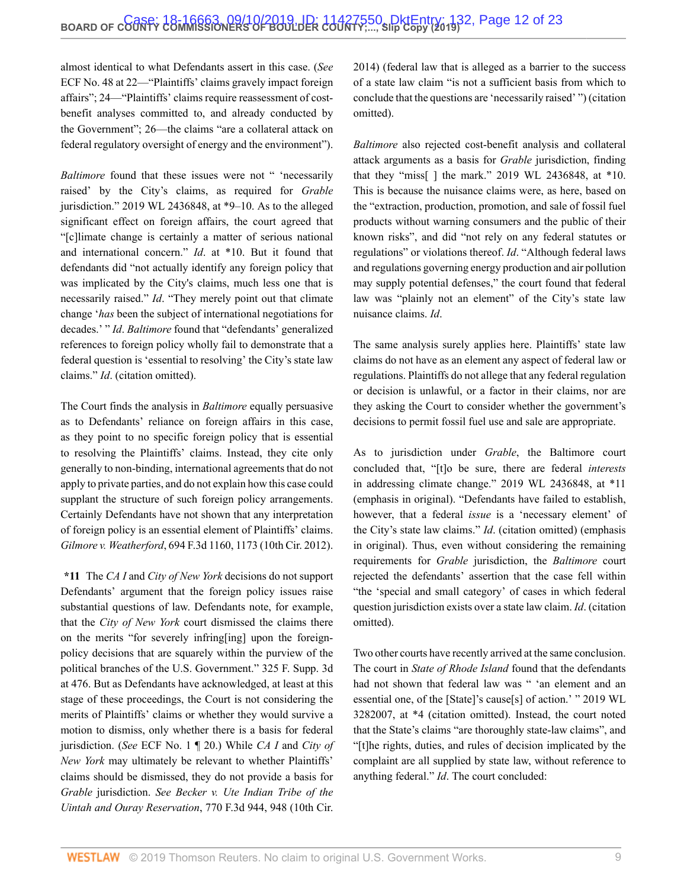almost identical to what Defendants assert in this case. (*See* ECF No. 48 at 22—"Plaintiffs' claims gravely impact foreign affairs"; 24—"Plaintiffs' claims require reassessment of cost-benefit analyses committed to, and already conducted by the Government"; 26—the claims "are a collateral attack on federal regulatory oversight of energy and the environment").

*Baltimore* found that these issues were not " 'necessarily raised' by the City's claims, as required for *Grable* jurisdiction." 2019 WL 2436848, at *9–10. As to the alleged significant effect on foreign affairs, the court agreed that "[c]limate change is certainly a matter of serious national and international concern." *Id*. at *10. But it found that defendants did "not actually identify any foreign policy that was implicated by the City's claims, much less one that is necessarily raised." *Id*. "They merely point out that climate change '*has* been the subject of international negotiations for decades.' " *Id*. *Baltimore* found that "defendants' generalized references to foreign policy wholly fail to demonstrate that a federal question is 'essential to resolving' the City's state law claims." *Id*. (citation omitted).

The Court finds the analysis in *Baltimore* equally persuasive as to Defendants' reliance on foreign affairs in this case, as they point to no specific foreign policy that is essential to resolving the Plaintiffs' claims. Instead, they cite only generally to non-binding, international agreements that do not apply to private parties, and do not explain how this case could supplant the structure of such foreign policy arrangements. Certainly Defendants have not shown that any interpretation of foreign policy is an essential element of Plaintiffs' claims. *Gilmore v. Weatherford*, 694 F.3d 1160, 1173 (10th Cir. 2012).

**\*11** The *CA I* and *City of New York* decisions do not support Defendants' argument that the foreign policy issues raise substantial questions of law. Defendants note, for example, that the *City of New York* court dismissed the claims there on the merits "for severely infring[ing] upon the foreign-policy decisions that are squarely within the purview of the political branches of the U.S. Government." 325 F. Supp. 3d at 476. But as Defendants have acknowledged, at least at this stage of these proceedings, the Court is not considering the merits of Plaintiffs' claims or whether they would survive a motion to dismiss, only whether there is a basis for federal jurisdiction. (*See* ECF No. 1 ¶ 20.) While *CA I* and *City of New York* may ultimately be relevant to whether Plaintiffs' claims should be dismissed, they do not provide a basis for *Grable* jurisdiction. *See Becker v. Ute Indian Tribe of the Uintah and Ouray Reservation*, 770 F.3d 944, 948 (10th Cir. 2014) (federal law that is alleged as a barrier to the success of a state law claim "is not a sufficient basis from which to conclude that the questions are 'necessarily raised' ") (citation omitted).

*Baltimore* also rejected cost-benefit analysis and collateral attack arguments as a basis for *Grable* jurisdiction, finding that they "miss[ ] the mark." 2019 WL 2436848, at *10. This is because the nuisance claims were, as here, based on the "extraction, production, promotion, and sale of fossil fuel products without warning consumers and the public of their known risks", and did "not rely on any federal statutes or regulations" or violations thereof. *Id*. "Although federal laws and regulations governing energy production and air pollution may supply potential defenses," the court found that federal law was "plainly not an element" of the City's state law nuisance claims. *Id*.

The same analysis surely applies here. Plaintiffs' state law claims do not have as an element any aspect of federal law or regulations. Plaintiffs do not allege that any federal regulation or decision is unlawful, or a factor in their claims, nor are they asking the Court to consider whether the government's decisions to permit fossil fuel use and sale are appropriate.

As to jurisdiction under *Grable*, the Baltimore court concluded that, "[t]o be sure, there are federal *interests* in addressing climate change." 2019 WL 2436848, at *11 (emphasis in original). "Defendants have failed to establish, however, that a federal *issue* is a 'necessary element' of the City's state law claims." *Id*. (citation omitted) (emphasis in original). Thus, even without considering the remaining requirements for *Grable* jurisdiction, the *Baltimore* court rejected the defendants' assertion that the case fell within "the 'special and small category' of cases in which federal question jurisdiction exists over a state law claim. *Id*. (citation omitted).

Two other courts have recently arrived at the same conclusion. The court in *State of Rhode Island* found that the defendants had not shown that federal law was " 'an element and an essential one, of the [State]'s cause[s] of action.' " 2019 WL 3282007, at *4 (citation omitted). Instead, the court noted that the State's claims "are thoroughly state-law claims", and "[t]he rights, duties, and rules of decision implicated by the complaint are all supplied by state law, without reference to anything federal." *Id*. The court concluded: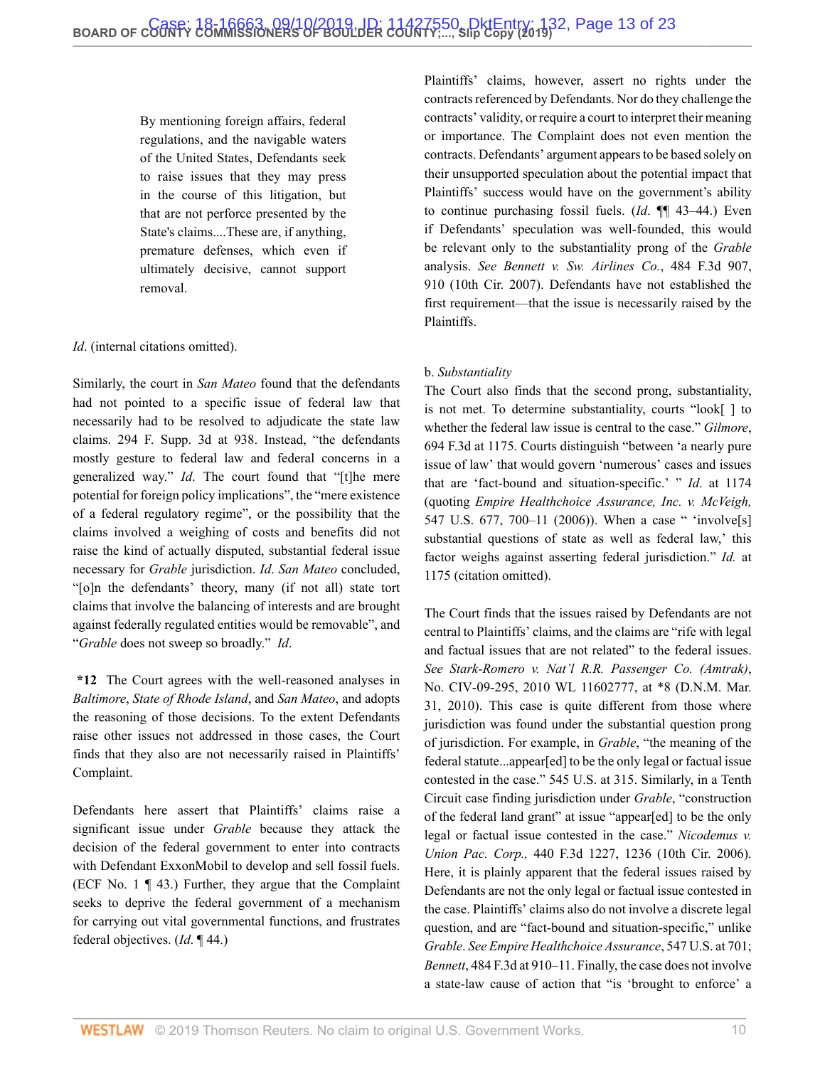> By mentioning foreign affairs, federal regulations, and the navigable waters of the United States, Defendants seek to raise issues that they may press in the course of this litigation, but that are not perforce presented by the State's claims....These are, if anything, premature defenses, which even if ultimately decisive, cannot support removal.

*Id*. (internal citations omitted).

Similarly, the court in *San Mateo* found that the defendants had not pointed to a specific issue of federal law that necessarily had to be resolved to adjudicate the state law claims. 294 F. Supp. 3d at 938. Instead, "the defendants mostly gesture to federal law and federal concerns in a generalized way." *Id*. The court found that "[t]he mere potential for foreign policy implications", the "mere existence of a federal regulatory regime", or the possibility that the claims involved a weighing of costs and benefits did not raise the kind of actually disputed, substantial federal issue necessary for *Grable* jurisdiction. *Id*. *San Mateo* concluded, "[o]n the defendants' theory, many (if not all) state tort claims that involve the balancing of interests and are brought against federally regulated entities would be removable", and "*Grable* does not sweep so broadly." *Id*.

**\*12** The Court agrees with the well-reasoned analyses in *Baltimore*, *State of Rhode Island*, and *San Mateo*, and adopts the reasoning of those decisions. To the extent Defendants raise other issues not addressed in those cases, the Court finds that they also are not necessarily raised in Plaintiffs' Complaint.

Defendants here assert that Plaintiffs' claims raise a significant issue under *Grable* because they attack the decision of the federal government to enter into contracts with Defendant ExxonMobil to develop and sell fossil fuels. (ECF No. 1 ¶ 43.) Further, they argue that the Complaint seeks to deprive the federal government of a mechanism for carrying out vital governmental functions, and frustrates federal objectives. (*Id*. ¶ 44.)

Plaintiffs' claims, however, assert no rights under the contracts referenced by Defendants. Nor do they challenge the contracts' validity, or require a court to interpret their meaning or importance. The Complaint does not even mention the contracts. Defendants' argument appears to be based solely on their unsupported speculation about the potential impact that Plaintiffs' success would have on the government's ability to continue purchasing fossil fuels. (*Id*. ¶¶ 43–44.) Even if Defendants' speculation was well-founded, this would be relevant only to the substantiality prong of the *Grable* analysis. *See Bennett v. Sw. Airlines Co.*, 484 F.3d 907, 910 (10th Cir. 2007). Defendants have not established the first requirement—that the issue is necessarily raised by the Plaintiffs.

b. *Substantiality*

The Court also finds that the second prong, substantiality, is not met. To determine substantiality, courts "look[ ] to whether the federal law issue is central to the case." *Gilmore*, 694 F.3d at 1175. Courts distinguish "between 'a nearly pure issue of law' that would govern 'numerous' cases and issues that are 'fact-bound and situation-specific.' " *Id.* at 1174 (quoting *Empire Healthchoice Assurance, Inc. v. McVeigh*, 547 U.S. 677, 700–11 (2006)). When a case " 'involve[s] substantial questions of state as well as federal law,' this factor weighs against asserting federal jurisdiction." *Id.* at 1175 (citation omitted).

The Court finds that the issues raised by Defendants are not central to Plaintiffs' claims, and the claims are "rife with legal and factual issues that are not related" to the federal issues. *See Stark-Romero v. Nat'l R.R. Passenger Co. (Amtrak)*, No. CIV-09-295, 2010 WL 11602777, at \*8 (D.N.M. Mar. 31, 2010). This case is quite different from those where jurisdiction was found under the substantial question prong of jurisdiction. For example, in *Grable*, "the meaning of the federal statute...appear[ed] to be the only legal or factual issue contested in the case." 545 U.S. at 315. Similarly, in a Tenth Circuit case finding jurisdiction under *Grable*, "construction of the federal land grant" at issue "appear[ed] to be the only legal or factual issue contested in the case." *Nicodemus v. Union Pac. Corp.,* 440 F.3d 1227, 1236 (10th Cir. 2006). Here, it is plainly apparent that the federal issues raised by Defendants are not the only legal or factual issue contested in the case. Plaintiffs' claims also do not involve a discrete legal question, and are "fact-bound and situation-specific," unlike *Grable*. *See Empire Healthchoice Assurance*, 547 U.S. at 701; *Bennett*, 484 F.3d at 910–11. Finally, the case does not involve a state-law cause of action that "is 'brought to enforce' a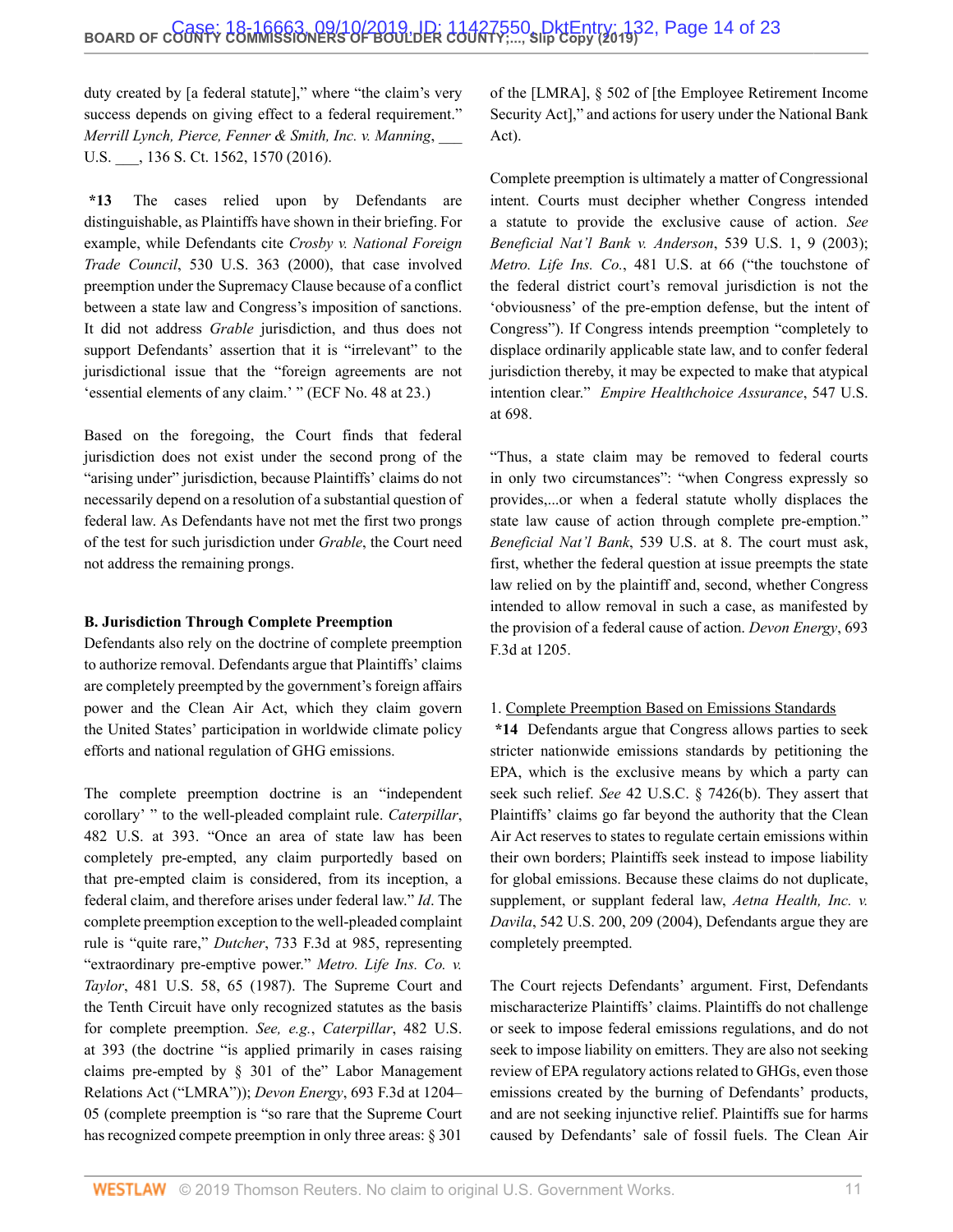duty created by [a federal statute]," where "the claim's very success depends on giving effect to a federal requirement." *Merrill Lynch, Pierce, Fenner & Smith, Inc. v. Manning*, ___ U.S. ___, 136 S. Ct. 1562, 1570 (2016).

**\*13** The cases relied upon by Defendants are distinguishable, as Plaintiffs have shown in their briefing. For example, while Defendants cite *Crosby v. National Foreign Trade Council*, 530 U.S. 363 (2000), that case involved preemption under the Supremacy Clause because of a conflict between a state law and Congress's imposition of sanctions. It did not address *Grable* jurisdiction, and thus does not support Defendants' assertion that it is "irrelevant" to the jurisdictional issue that the "foreign agreements are not 'essential elements of any claim.' " (ECF No. 48 at 23.)

Based on the foregoing, the Court finds that federal jurisdiction does not exist under the second prong of the "arising under" jurisdiction, because Plaintiffs' claims do not necessarily depend on a resolution of a substantial question of federal law. As Defendants have not met the first two prongs of the test for such jurisdiction under *Grable*, the Court need not address the remaining prongs.

**B. Jurisdiction Through Complete Preemption**

Defendants also rely on the doctrine of complete preemption to authorize removal. Defendants argue that Plaintiffs' claims are completely preempted by the government's foreign affairs power and the Clean Air Act, which they claim govern the United States' participation in worldwide climate policy efforts and national regulation of GHG emissions.

The complete preemption doctrine is an "independent corollary' " to the well-pleaded complaint rule. *Caterpillar*, 482 U.S. at 393. "Once an area of state law has been completely pre-empted, any claim purportedly based on that pre-empted claim is considered, from its inception, a federal claim, and therefore arises under federal law." *Id*. The complete preemption exception to the well-pleaded complaint rule is "quite rare," *Dutcher*, 733 F.3d at 985, representing "extraordinary pre-emptive power." *Metro. Life Ins. Co. v. Taylor*, 481 U.S. 58, 65 (1987). The Supreme Court and the Tenth Circuit have only recognized statutes as the basis for complete preemption. *See, e.g.*, *Caterpillar*, 482 U.S. at 393 (the doctrine "is applied primarily in cases raising claims pre-empted by § 301 of the" Labor Management Relations Act ("LMRA")); *Devon Energy*, 693 F.3d at 1204–05 (complete preemption is "so rare that the Supreme Court has recognized compete preemption in only three areas: § 301 of the [LMRA], § 502 of [the Employee Retirement Income Security Act]," and actions for usery under the National Bank Act).

Complete preemption is ultimately a matter of Congressional intent. Courts must decipher whether Congress intended a statute to provide the exclusive cause of action. *See Beneficial Nat'l Bank v. Anderson*, 539 U.S. 1, 9 (2003); *Metro. Life Ins. Co.*, 481 U.S. at 66 ("the touchstone of the federal district court's removal jurisdiction is not the 'obviousness' of the pre-emption defense, but the intent of Congress"). If Congress intends preemption "completely to displace ordinarily applicable state law, and to confer federal jurisdiction thereby, it may be expected to make that atypical intention clear." *Empire Healthchoice Assurance*, 547 U.S. at 698.

"Thus, a state claim may be removed to federal courts in only two circumstances": "when Congress expressly so provides,...or when a federal statute wholly displaces the state law cause of action through complete pre-emption." *Beneficial Nat'l Bank*, 539 U.S. at 8. The court must ask, first, whether the federal question at issue preempts the state law relied on by the plaintiff and, second, whether Congress intended to allow removal in such a case, as manifested by the provision of a federal cause of action. *Devon Energy*, 693 F.3d at 1205.

1. Complete Preemption Based on Emissions Standards

**\*14** Defendants argue that Congress allows parties to seek stricter nationwide emissions standards by petitioning the EPA, which is the exclusive means by which a party can seek such relief. *See* 42 U.S.C. § 7426(b). They assert that Plaintiffs' claims go far beyond the authority that the Clean Air Act reserves to states to regulate certain emissions within their own borders; Plaintiffs seek instead to impose liability for global emissions. Because these claims do not duplicate, supplement, or supplant federal law, *Aetna Health, Inc. v. Davila*, 542 U.S. 200, 209 (2004), Defendants argue they are completely preempted.

The Court rejects Defendants' argument. First, Defendants mischaracterize Plaintiffs' claims. Plaintiffs do not challenge or seek to impose federal emissions regulations, and do not seek to impose liability on emitters. They are also not seeking review of EPA regulatory actions related to GHGs, even those emissions created by the burning of Defendants' products, and are not seeking injunctive relief. Plaintiffs sue for harms caused by Defendants' sale of fossil fuels. The Clean Air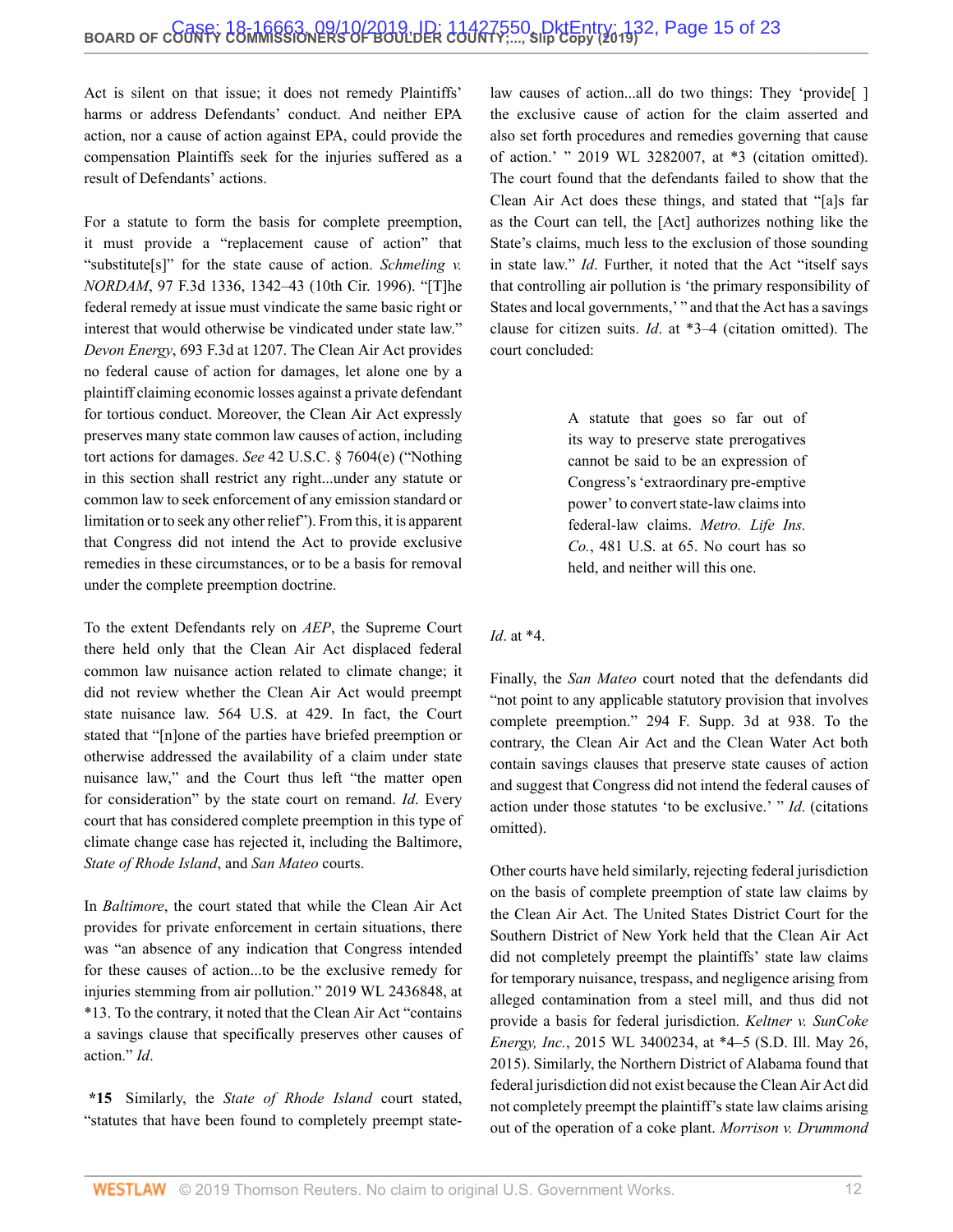Act is silent on that issue; it does not remedy Plaintiffs' harms or address Defendants' conduct. And neither EPA action, nor a cause of action against EPA, could provide the compensation Plaintiffs seek for the injuries suffered as a result of Defendants' actions.

For a statute to form the basis for complete preemption, it must provide a "replacement cause of action" that "substitute[s]" for the state cause of action. *Schmeling v. NORDAM*, 97 F.3d 1336, 1342–43 (10th Cir. 1996). "[T]he federal remedy at issue must vindicate the same basic right or interest that would otherwise be vindicated under state law." *Devon Energy*, 693 F.3d at 1207. The Clean Air Act provides no federal cause of action for damages, let alone one by a plaintiff claiming economic losses against a private defendant for tortious conduct. Moreover, the Clean Air Act expressly preserves many state common law causes of action, including tort actions for damages. *See* 42 U.S.C. § 7604(e) ("Nothing in this section shall restrict any right...under any statute or common law to seek enforcement of any emission standard or limitation or to seek any other relief"). From this, it is apparent that Congress did not intend the Act to provide exclusive remedies in these circumstances, or to be a basis for removal under the complete preemption doctrine.

To the extent Defendants rely on *AEP*, the Supreme Court there held only that the Clean Air Act displaced federal common law nuisance action related to climate change; it did not review whether the Clean Air Act would preempt state nuisance law. 564 U.S. at 429. In fact, the Court stated that "[n]one of the parties have briefed preemption or otherwise addressed the availability of a claim under state nuisance law," and the Court thus left "the matter open for consideration" by the state court on remand. *Id*. Every court that has considered complete preemption in this type of climate change case has rejected it, including the Baltimore, *State of Rhode Island*, and *San Mateo* courts.

In *Baltimore*, the court stated that while the Clean Air Act provides for private enforcement in certain situations, there was "an absence of any indication that Congress intended for these causes of action...to be the exclusive remedy for injuries stemming from air pollution." 2019 WL 2436848, at *13. To the contrary, it noted that the Clean Air Act "contains a savings clause that specifically preserves other causes of action." *Id*.

**\*15** Similarly, the *State of Rhode Island* court stated, "statutes that have been found to completely preempt state-law causes of action...all do two things: They 'provide[ ] the exclusive cause of action for the claim asserted and also set forth procedures and remedies governing that cause of action.' " 2019 WL 3282007, at *3 (citation omitted). The court found that the defendants failed to show that the Clean Air Act does these things, and stated that "[a]s far as the Court can tell, the [Act] authorizes nothing like the State's claims, much less to the exclusion of those sounding in state law." *Id*. Further, it noted that the Act "itself says that controlling air pollution is 'the primary responsibility of States and local governments,' " and that the Act has a savings clause for citizen suits. *Id*. at *3–4 (citation omitted). The court concluded:

> A statute that goes so far out of its way to preserve state prerogatives cannot be said to be an expression of Congress's 'extraordinary pre-emptive power' to convert state-law claims into federal-law claims. *Metro. Life Ins. Co.*, 481 U.S. at 65. No court has so held, and neither will this one.

*Id*. at *4.

Finally, the *San Mateo* court noted that the defendants did "not point to any applicable statutory provision that involves complete preemption." 294 F. Supp. 3d at 938. To the contrary, the Clean Air Act and the Clean Water Act both contain savings clauses that preserve state causes of action and suggest that Congress did not intend the federal causes of action under those statutes 'to be exclusive.' " *Id*. (citations omitted).

Other courts have held similarly, rejecting federal jurisdiction on the basis of complete preemption of state law claims by the Clean Air Act. The United States District Court for the Southern District of New York held that the Clean Air Act did not completely preempt the plaintiffs' state law claims for temporary nuisance, trespass, and negligence arising from alleged contamination from a steel mill, and thus did not provide a basis for federal jurisdiction. *Keltner v. SunCoke Energy, Inc.*, 2015 WL 3400234, at *4–5 (S.D. Ill. May 26, 2015). Similarly, the Northern District of Alabama found that federal jurisdiction did not exist because the Clean Air Act did not completely preempt the plaintiff's state law claims arising out of the operation of a coke plant. *Morrison v. Drummond*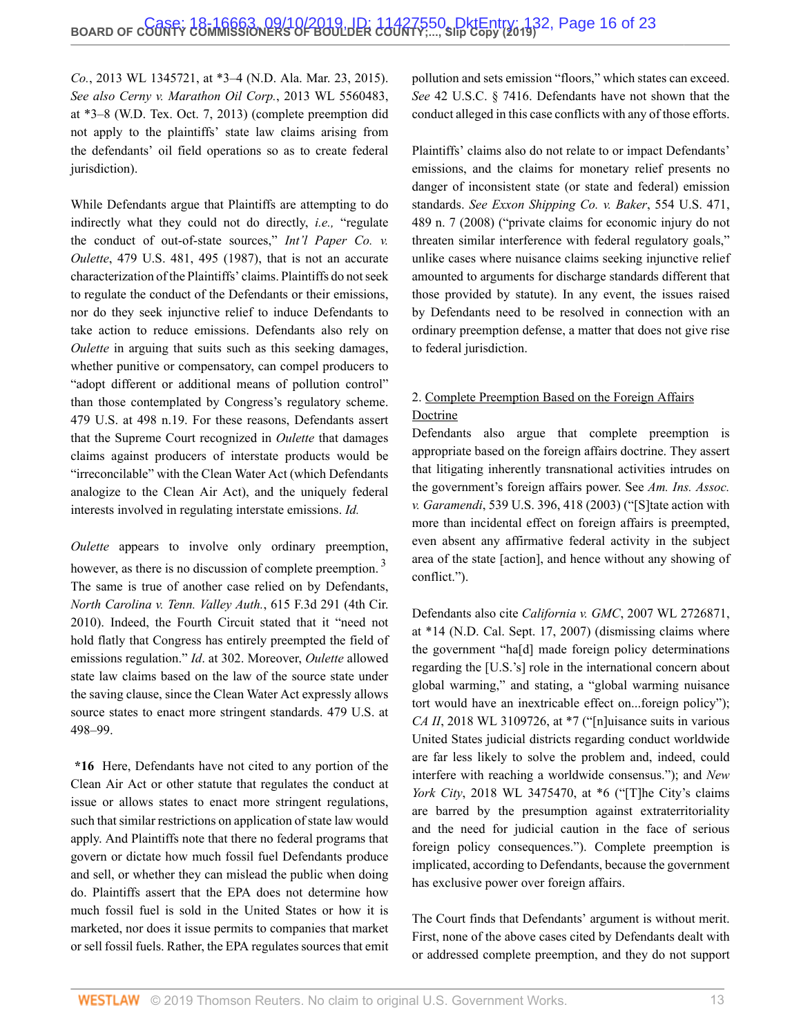*Co.*, 2013 WL 1345721, at *3–4 (N.D. Ala. Mar. 23, 2015). *See also Cerny v. Marathon Oil Corp.*, 2013 WL 5560483, at *3–8 (W.D. Tex. Oct. 7, 2013) (complete preemption did not apply to the plaintiffs' state law claims arising from the defendants' oil field operations so as to create federal jurisdiction).

While Defendants argue that Plaintiffs are attempting to do indirectly what they could not do directly, *i.e.,* "regulate the conduct of out-of-state sources," *Int'l Paper Co. v. Oulette*, 479 U.S. 481, 495 (1987), that is not an accurate characterization of the Plaintiffs' claims. Plaintiffs do not seek to regulate the conduct of the Defendants or their emissions, nor do they seek injunctive relief to induce Defendants to take action to reduce emissions. Defendants also rely on *Oulette* in arguing that suits such as this seeking damages, whether punitive or compensatory, can compel producers to "adopt different or additional means of pollution control" than those contemplated by Congress's regulatory scheme. 479 U.S. at 498 n.19. For these reasons, Defendants assert that the Supreme Court recognized in *Oulette* that damages claims against producers of interstate products would be "irreconcilable" with the Clean Water Act (which Defendants analogize to the Clean Air Act), and the uniquely federal interests involved in regulating interstate emissions. *Id.*

*Oulette* appears to involve only ordinary preemption, however, as there is no discussion of complete preemption. [3] The same is true of another case relied on by Defendants, *North Carolina v. Tenn. Valley Auth.*, 615 F.3d 291 (4th Cir. 2010). Indeed, the Fourth Circuit stated that it "need not hold flatly that Congress has entirely preempted the field of emissions regulation." *Id*. at 302. Moreover, *Oulette* allowed state law claims based on the law of the source state under the saving clause, since the Clean Water Act expressly allows source states to enact more stringent standards. 479 U.S. at 498–99.

**\*16** Here, Defendants have not cited to any portion of the Clean Air Act or other statute that regulates the conduct at issue or allows states to enact more stringent regulations, such that similar restrictions on application of state law would apply. And Plaintiffs note that there no federal programs that govern or dictate how much fossil fuel Defendants produce and sell, or whether they can mislead the public when doing do. Plaintiffs assert that the EPA does not determine how much fossil fuel is sold in the United States or how it is marketed, nor does it issue permits to companies that market or sell fossil fuels. Rather, the EPA regulates sources that emit pollution and sets emission "floors," which states can exceed. *See* 42 U.S.C. § 7416. Defendants have not shown that the conduct alleged in this case conflicts with any of those efforts.

Plaintiffs' claims also do not relate to or impact Defendants' emissions, and the claims for monetary relief presents no danger of inconsistent state (or state and federal) emission standards. *See Exxon Shipping Co. v. Baker*, 554 U.S. 471, 489 n. 7 (2008) ("private claims for economic injury do not threaten similar interference with federal regulatory goals," unlike cases where nuisance claims seeking injunctive relief amounted to arguments for discharge standards different that those provided by statute). In any event, the issues raised by Defendants need to be resolved in connection with an ordinary preemption defense, a matter that does not give rise to federal jurisdiction.

2. Complete Preemption Based on the Foreign Affairs Doctrine

Defendants also argue that complete preemption is appropriate based on the foreign affairs doctrine. They assert that litigating inherently transnational activities intrudes on the government's foreign affairs power. See *Am. Ins. Assoc. v. Garamendi*, 539 U.S. 396, 418 (2003) ("[S]tate action with more than incidental effect on foreign affairs is preempted, even absent any affirmative federal activity in the subject area of the state [action], and hence without any showing of conflict.").

Defendants also cite *California v. GMC*, 2007 WL 2726871, at *14 (N.D. Cal. Sept. 17, 2007) (dismissing claims where the government "ha[d] made foreign policy determinations regarding the [U.S.'s] role in the international concern about global warming," and stating, a "global warming nuisance tort would have an inextricable effect on...foreign policy"); *CA II*, 2018 WL 3109726, at *7 ("[n]uisance suits in various United States judicial districts regarding conduct worldwide are far less likely to solve the problem and, indeed, could interfere with reaching a worldwide consensus."); and *New York City*, 2018 WL 3475470, at *6 ("[T]he City's claims are barred by the presumption against extraterritoriality and the need for judicial caution in the face of serious foreign policy consequences."). Complete preemption is implicated, according to Defendants, because the government has exclusive power over foreign affairs.

The Court finds that Defendants' argument is without merit. First, none of the above cases cited by Defendants dealt with or addressed complete preemption, and they do not support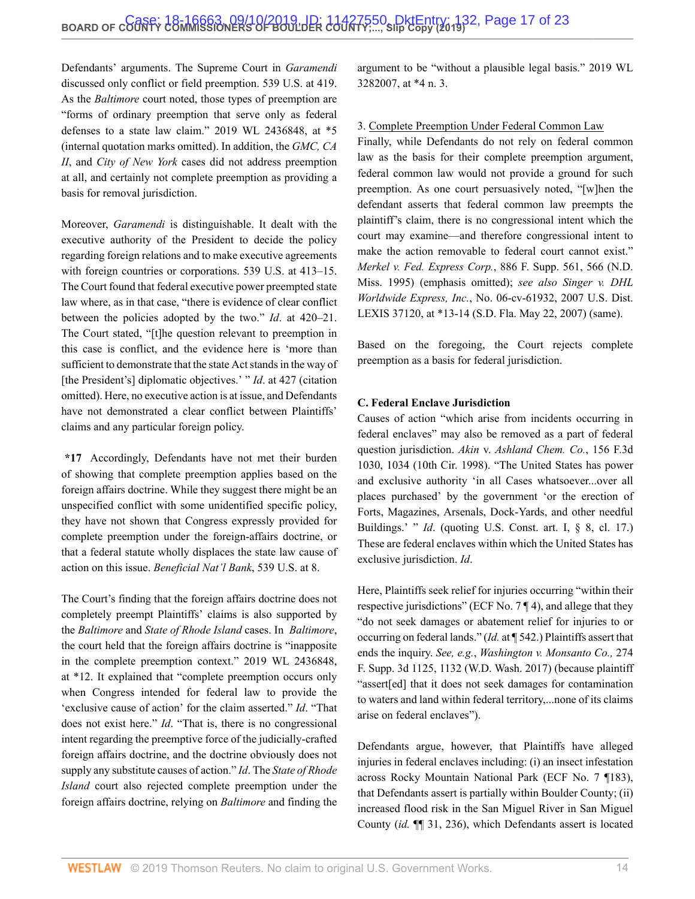Defendants' arguments. The Supreme Court in *Garamendi* discussed only conflict or field preemption. 539 U.S. at 419. As the *Baltimore* court noted, those types of preemption are "forms of ordinary preemption that serve only as federal defenses to a state law claim." 2019 WL 2436848, at *5 (internal quotation marks omitted). In addition, the *GMC, CA II*, and *City of New York* cases did not address preemption at all, and certainly not complete preemption as providing a basis for removal jurisdiction.

Moreover, *Garamendi* is distinguishable. It dealt with the executive authority of the President to decide the policy regarding foreign relations and to make executive agreements with foreign countries or corporations. 539 U.S. at 413–15. The Court found that federal executive power preempted state law where, as in that case, "there is evidence of clear conflict between the policies adopted by the two." *Id*. at 420–21. The Court stated, "[t]he question relevant to preemption in this case is conflict, and the evidence here is 'more than sufficient to demonstrate that the state Act stands in the way of [the President's] diplomatic objectives.' " *Id*. at 427 (citation omitted). Here, no executive action is at issue, and Defendants have not demonstrated a clear conflict between Plaintiffs' claims and any particular foreign policy.

**\*17** Accordingly, Defendants have not met their burden of showing that complete preemption applies based on the foreign affairs doctrine. While they suggest there might be an unspecified conflict with some unidentified specific policy, they have not shown that Congress expressly provided for complete preemption under the foreign-affairs doctrine, or that a federal statute wholly displaces the state law cause of action on this issue. *Beneficial Nat'l Bank*, 539 U.S. at 8.

The Court's finding that the foreign affairs doctrine does not completely preempt Plaintiffs' claims is also supported by the *Baltimore* and *State of Rhode Island* cases. In *Baltimore*, the court held that the foreign affairs doctrine is "inapposite in the complete preemption context." 2019 WL 2436848, at *12. It explained that "complete preemption occurs only when Congress intended for federal law to provide the 'exclusive cause of action' for the claim asserted." *Id*. "That does not exist here." *Id*. "That is, there is no congressional intent regarding the preemptive force of the judicially-crafted foreign affairs doctrine, and the doctrine obviously does not supply any substitute causes of action." *Id*. The *State of Rhode Island* court also rejected complete preemption under the foreign affairs doctrine, relying on *Baltimore* and finding the argument to be "without a plausible legal basis." 2019 WL 3282007, at *4 n. 3.

3. Complete Preemption Under Federal Common Law

Finally, while Defendants do not rely on federal common law as the basis for their complete preemption argument, federal common law would not provide a ground for such preemption. As one court persuasively noted, "[w]hen the defendant asserts that federal common law preempts the plaintiff's claim, there is no congressional intent which the court may examine—and therefore congressional intent to make the action removable to federal court cannot exist." *Merkel v. Fed. Express Corp.*, 886 F. Supp. 561, 566 (N.D. Miss. 1995) (emphasis omitted); *see also Singer v. DHL Worldwide Express, Inc.*, No. 06-cv-61932, 2007 U.S. Dist. LEXIS 37120, at *13-14 (S.D. Fla. May 22, 2007) (same).

Based on the foregoing, the Court rejects complete preemption as a basis for federal jurisdiction.

**C. Federal Enclave Jurisdiction**

Causes of action "which arise from incidents occurring in federal enclaves" may also be removed as a part of federal question jurisdiction. *Akin* v. *Ashland Chem. Co.*, 156 F.3d 1030, 1034 (10th Cir. 1998). "The United States has power and exclusive authority 'in all Cases whatsoever...over all places purchased' by the government 'or the erection of Forts, Magazines, Arsenals, Dock-Yards, and other needful Buildings.' " *Id*. (quoting U.S. Const. art. I, § 8, cl. 17.) These are federal enclaves within which the United States has exclusive jurisdiction. *Id*.

Here, Plaintiffs seek relief for injuries occurring "within their respective jurisdictions" (ECF No. 7 ¶ 4), and allege that they "do not seek damages or abatement relief for injuries to or occurring on federal lands." (*Id.* at ¶ 542.) Plaintiffs assert that ends the inquiry. *See, e.g.*, *Washington v. Monsanto Co.,* 274 F. Supp. 3d 1125, 1132 (W.D. Wash. 2017) (because plaintiff "assert[ed] that it does not seek damages for contamination to waters and land within federal territory,...none of its claims arise on federal enclaves").

Defendants argue, however, that Plaintiffs have alleged injuries in federal enclaves including: (i) an insect infestation across Rocky Mountain National Park (ECF No. 7 ¶183), that Defendants assert is partially within Boulder County; (ii) increased flood risk in the San Miguel River in San Miguel County (*id.* ¶¶ 31, 236), which Defendants assert is located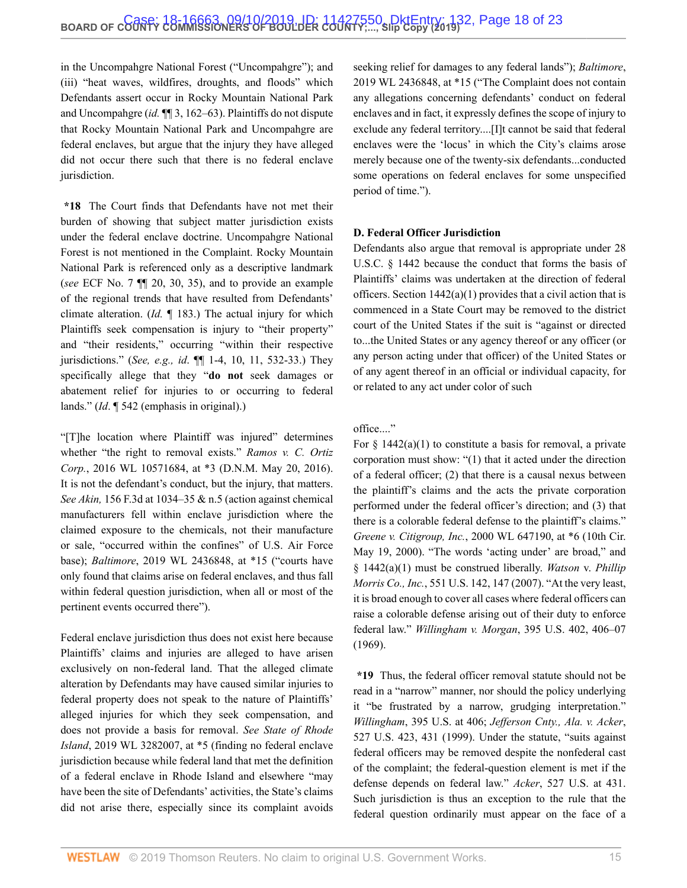in the Uncompahgre National Forest ("Uncompahgre"); and (iii) "heat waves, wildfires, droughts, and floods" which Defendants assert occur in Rocky Mountain National Park and Uncompahgre (*id.* ¶¶ 3, 162–63). Plaintiffs do not dispute that Rocky Mountain National Park and Uncompahgre are federal enclaves, but argue that the injury they have alleged did not occur there such that there is no federal enclave jurisdiction.

**\*18** The Court finds that Defendants have not met their burden of showing that subject matter jurisdiction exists under the federal enclave doctrine. Uncompahgre National Forest is not mentioned in the Complaint. Rocky Mountain National Park is referenced only as a descriptive landmark (*see* ECF No. 7 ¶¶ 20, 30, 35), and to provide an example of the regional trends that have resulted from Defendants' climate alteration. (*Id.* ¶ 183.) The actual injury for which Plaintiffs seek compensation is injury to "their property" and "their residents," occurring "within their respective jurisdictions." (*See, e.g., id.* ¶¶ 1-4, 10, 11, 532-33.) They specifically allege that they "**do not** seek damages or abatement relief for injuries to or occurring to federal lands." (*Id.* ¶ 542 (emphasis in original).)

"[T]he location where Plaintiff was injured" determines whether "the right to removal exists." *Ramos v. C. Ortiz Corp.*, 2016 WL 10571684, at *3 (D.N.M. May 20, 2016). It is not the defendant's conduct, but the injury, that matters. *See Akin,* 156 F.3d at 1034–35 & n.5 (action against chemical manufacturers fell within enclave jurisdiction where the claimed exposure to the chemicals, not their manufacture or sale, "occurred within the confines" of U.S. Air Force base); *Baltimore*, 2019 WL 2436848, at *15 ("courts have only found that claims arise on federal enclaves, and thus fall within federal question jurisdiction, when all or most of the pertinent events occurred there").

Federal enclave jurisdiction thus does not exist here because Plaintiffs' claims and injuries are alleged to have arisen exclusively on non-federal land. That the alleged climate alteration by Defendants may have caused similar injuries to federal property does not speak to the nature of Plaintiffs' alleged injuries for which they seek compensation, and does not provide a basis for removal. *See State of Rhode Island*, 2019 WL 3282007, at *5 (finding no federal enclave jurisdiction because while federal land that met the definition of a federal enclave in Rhode Island and elsewhere "may have been the site of Defendants' activities, the State's claims did not arise there, especially since its complaint avoids seeking relief for damages to any federal lands"); *Baltimore*, 2019 WL 2436848, at *15 ("The Complaint does not contain any allegations concerning defendants' conduct on federal enclaves and in fact, it expressly defines the scope of injury to exclude any federal territory....[I]t cannot be said that federal enclaves were the 'locus' in which the City's claims arose merely because one of the twenty-six defendants...conducted some operations on federal enclaves for some unspecified period of time.").

### D. Federal Officer Jurisdiction

Defendants also argue that removal is appropriate under 28 U.S.C. § 1442 because the conduct that forms the basis of Plaintiffs' claims was undertaken at the direction of federal officers. Section 1442(a)(1) provides that a civil action that is commenced in a State Court may be removed to the district court of the United States if the suit is "against or directed to...the United States or any agency thereof or any officer (or any person acting under that officer) of the United States or of any agent thereof in an official or individual capacity, for or related to any act under color of such office...."

For § 1442(a)(1) to constitute a basis for removal, a private corporation must show: "(1) that it acted under the direction of a federal officer; (2) that there is a causal nexus between the plaintiff's claims and the acts the private corporation performed under the federal officer's direction; and (3) that there is a colorable federal defense to the plaintiff's claims." *Greene v. Citigroup, Inc.*, 2000 WL 647190, at *6 (10th Cir. May 19, 2000). "The words 'acting under' are broad," and § 1442(a)(1) must be construed liberally. *Watson* v. *Phillip Morris Co., Inc.*, 551 U.S. 142, 147 (2007). "At the very least, it is broad enough to cover all cases where federal officers can raise a colorable defense arising out of their duty to enforce federal law." *Willingham v. Morgan*, 395 U.S. 402, 406–07 (1969).

**\*19** Thus, the federal officer removal statute should not be read in a "narrow" manner, nor should the policy underlying it "be frustrated by a narrow, grudging interpretation." *Willingham*, 395 U.S. at 406; *Jefferson Cnty., Ala. v. Acker*, 527 U.S. 423, 431 (1999). Under the statute, "suits against federal officers may be removed despite the nonfederal cast of the complaint; the federal-question element is met if the defense depends on federal law." *Acker*, 527 U.S. at 431. Such jurisdiction is thus an exception to the rule that the federal question ordinarily must appear on the face of a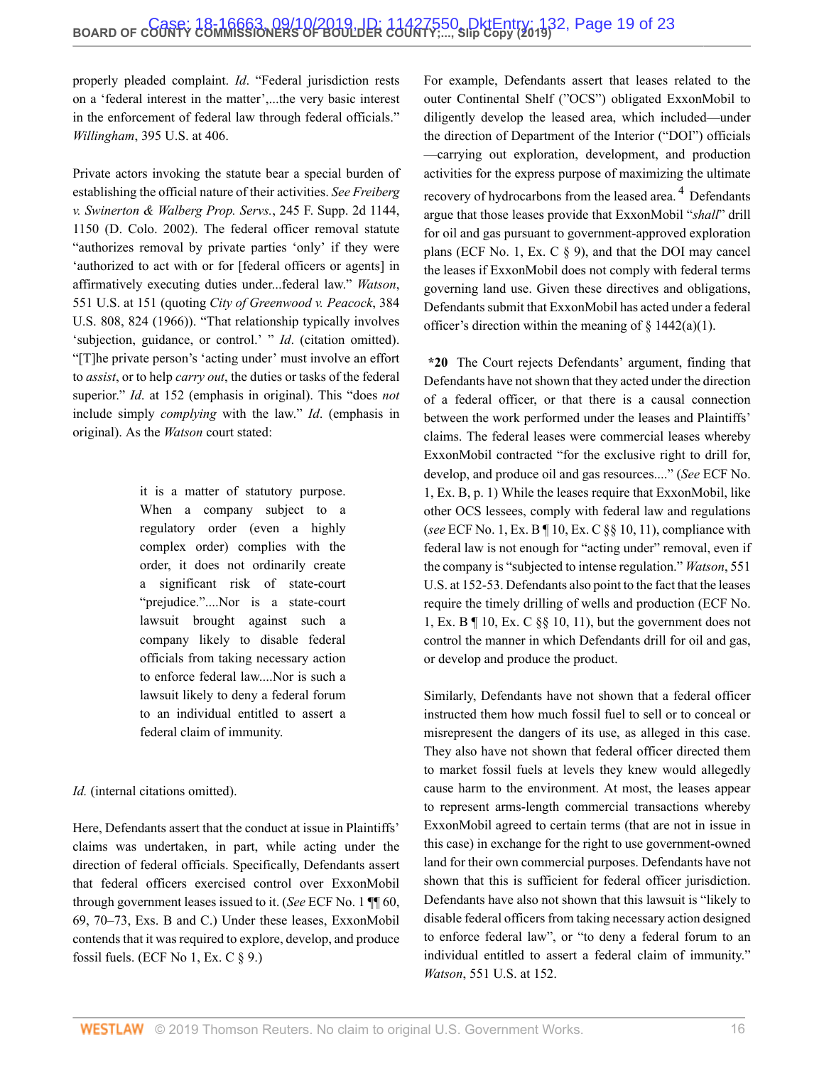properly pleaded complaint. *Id*. "Federal jurisdiction rests on a 'federal interest in the matter',...the very basic interest in the enforcement of federal law through federal officials." *Willingham*, 395 U.S. at 406.

Private actors invoking the statute bear a special burden of establishing the official nature of their activities. *See Freiberg v. Swinerton & Walberg Prop. Servs.*, 245 F. Supp. 2d 1144, 1150 (D. Colo. 2002). The federal officer removal statute "authorizes removal by private parties 'only' if they were 'authorized to act with or for [federal officers or agents] in affirmatively executing duties under...federal law." *Watson*, 551 U.S. at 151 (quoting *City of Greenwood v. Peacock*, 384 U.S. 808, 824 (1966)). "That relationship typically involves 'subjection, guidance, or control.' " *Id*. (citation omitted). "[T]he private person's 'acting under' must involve an effort to *assist*, or to help *carry out*, the duties or tasks of the federal superior." *Id*. at 152 (emphasis in original). This "does *not* include simply *complying* with the law." *Id*. (emphasis in original). As the *Watson* court stated:

> it is a matter of statutory purpose. When a company subject to a regulatory order (even a highly complex order) complies with the order, it does not ordinarily create a significant risk of state-court "prejudice."....Nor is a state-court lawsuit brought against such a company likely to disable federal officials from taking necessary action to enforce federal law....Nor is such a lawsuit likely to deny a federal forum to an individual entitled to assert a federal claim of immunity.

*Id.* (internal citations omitted).

Here, Defendants assert that the conduct at issue in Plaintiffs' claims was undertaken, in part, while acting under the direction of federal officials. Specifically, Defendants assert that federal officers exercised control over ExxonMobil through government leases issued to it. (*See* ECF No. 1 ¶¶ 60, 69, 70–73, Exs. B and C.) Under these leases, ExxonMobil contends that it was required to explore, develop, and produce fossil fuels. (ECF No 1, Ex. C § 9.)

For example, Defendants assert that leases related to the outer Continental Shelf ("OCS") obligated ExxonMobil to diligently develop the leased area, which included—under the direction of Department of the Interior ("DOI") officials—carrying out exploration, development, and production activities for the express purpose of maximizing the ultimate recovery of hydrocarbons from the leased area.[4] Defendants argue that those leases provide that ExxonMobil "*shall*" drill for oil and gas pursuant to government-approved exploration plans (ECF No. 1, Ex. C § 9), and that the DOI may cancel the leases if ExxonMobil does not comply with federal terms governing land use. Given these directives and obligations, Defendants submit that ExxonMobil has acted under a federal officer's direction within the meaning of § 1442(a)(1).

**\*20** The Court rejects Defendants' argument, finding that Defendants have not shown that they acted under the direction of a federal officer, or that there is a causal connection between the work performed under the leases and Plaintiffs' claims. The federal leases were commercial leases whereby ExxonMobil contracted "for the exclusive right to drill for, develop, and produce oil and gas resources...." (*See* ECF No. 1, Ex. B, p. 1) While the leases require that ExxonMobil, like other OCS lessees, comply with federal law and regulations (*see* ECF No. 1, Ex. B ¶ 10, Ex. C §§ 10, 11), compliance with federal law is not enough for "acting under" removal, even if the company is "subjected to intense regulation." *Watson*, 551 U.S. at 152-53. Defendants also point to the fact that the leases require the timely drilling of wells and production (ECF No. 1, Ex. B ¶ 10, Ex. C §§ 10, 11), but the government does not control the manner in which Defendants drill for oil and gas, or develop and produce the product.

Similarly, Defendants have not shown that a federal officer instructed them how much fossil fuel to sell or to conceal or misrepresent the dangers of its use, as alleged in this case. They also have not shown that federal officer directed them to market fossil fuels at levels they knew would allegedly cause harm to the environment. At most, the leases appear to represent arms-length commercial transactions whereby ExxonMobil agreed to certain terms (that are not in issue in this case) in exchange for the right to use government-owned land for their own commercial purposes. Defendants have not shown that this is sufficient for federal officer jurisdiction. Defendants have also not shown that this lawsuit is "likely to disable federal officers from taking necessary action designed to enforce federal law", or "to deny a federal forum to an individual entitled to assert a federal claim of immunity." *Watson*, 551 U.S. at 152.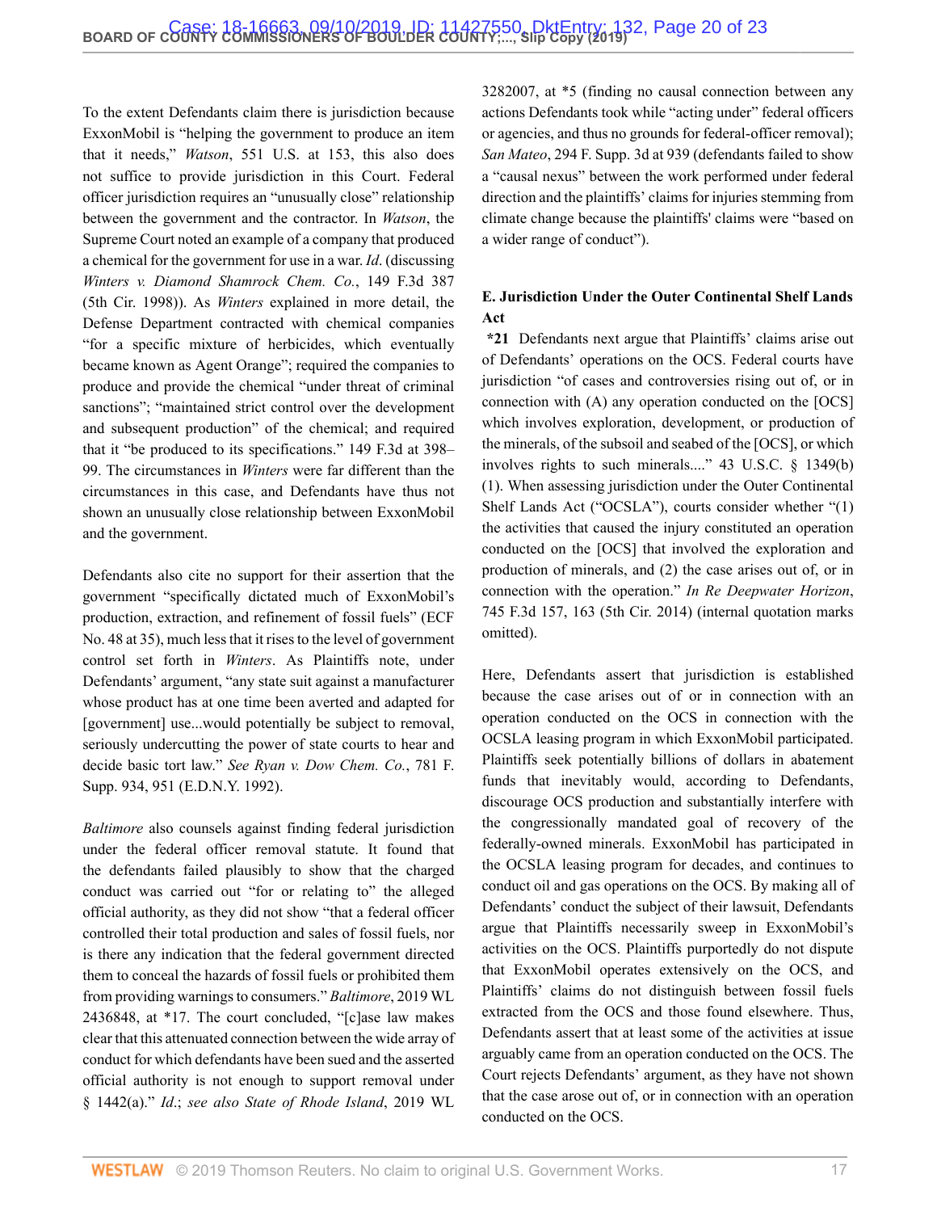To the extent Defendants claim there is jurisdiction because ExxonMobil is "helping the government to produce an item that it needs," *Watson*, 551 U.S. at 153, this also does not suffice to provide jurisdiction in this Court. Federal officer jurisdiction requires an "unusually close" relationship between the government and the contractor. In *Watson*, the Supreme Court noted an example of a company that produced a chemical for the government for use in a war. *Id*. (discussing *Winters v. Diamond Shamrock Chem. Co.*, 149 F.3d 387 (5th Cir. 1998)). As *Winters* explained in more detail, the Defense Department contracted with chemical companies "for a specific mixture of herbicides, which eventually became known as Agent Orange"; required the companies to produce and provide the chemical "under threat of criminal sanctions"; "maintained strict control over the development and subsequent production" of the chemical; and required that it "be produced to its specifications." 149 F.3d at 398–99. The circumstances in *Winters* were far different than the circumstances in this case, and Defendants have thus not shown an unusually close relationship between ExxonMobil and the government.

Defendants also cite no support for their assertion that the government "specifically dictated much of ExxonMobil's production, extraction, and refinement of fossil fuels" (ECF No. 48 at 35), much less that it rises to the level of government control set forth in *Winters*. As Plaintiffs note, under Defendants' argument, "any state suit against a manufacturer whose product has at one time been averted and adapted for [government] use...would potentially be subject to removal, seriously undercutting the power of state courts to hear and decide basic tort law." *See Ryan v. Dow Chem. Co.*, 781 F. Supp. 934, 951 (E.D.N.Y. 1992).

*Baltimore* also counsels against finding federal jurisdiction under the federal officer removal statute. It found that the defendants failed plausibly to show that the charged conduct was carried out "for or relating to" the alleged official authority, as they did not show "that a federal officer controlled their total production and sales of fossil fuels, nor is there any indication that the federal government directed them to conceal the hazards of fossil fuels or prohibited them from providing warnings to consumers." *Baltimore*, 2019 WL 2436848, at *17. The court concluded, "[c]ase law makes clear that this attenuated connection between the wide array of conduct for which defendants have been sued and the asserted official authority is not enough to support removal under § 1442(a)." *Id.*; *see also State of Rhode Island*, 2019 WL 3282007, at *5 (finding no causal connection between any actions Defendants took while "acting under" federal officers or agencies, and thus no grounds for federal-officer removal); *San Mateo*, 294 F. Supp. 3d at 939 (defendants failed to show a "causal nexus" between the work performed under federal direction and the plaintiffs' claims for injuries stemming from climate change because the plaintiffs' claims were "based on a wider range of conduct").

### E. Jurisdiction Under the Outer Continental Shelf Lands Act

**\*21** Defendants next argue that Plaintiffs' claims arise out of Defendants' operations on the OCS. Federal courts have jurisdiction "of cases and controversies rising out of, or in connection with (A) any operation conducted on the [OCS] which involves exploration, development, or production of the minerals, of the subsoil and seabed of the [OCS], or which involves rights to such minerals...." 43 U.S.C. § 1349(b)(1). When assessing jurisdiction under the Outer Continental Shelf Lands Act ("OCSLA"), courts consider whether "(1) the activities that caused the injury constituted an operation conducted on the [OCS] that involved the exploration and production of minerals, and (2) the case arises out of, or in connection with the operation." *In Re Deepwater Horizon*, 745 F.3d 157, 163 (5th Cir. 2014) (internal quotation marks omitted).

Here, Defendants assert that jurisdiction is established because the case arises out of or in connection with an operation conducted on the OCS in connection with the OCSLA leasing program in which ExxonMobil participated. Plaintiffs seek potentially billions of dollars in abatement funds that inevitably would, according to Defendants, discourage OCS production and substantially interfere with the congressionally mandated goal of recovery of the federally-owned minerals. ExxonMobil has participated in the OCSLA leasing program for decades, and continues to conduct oil and gas operations on the OCS. By making all of Defendants' conduct the subject of their lawsuit, Defendants argue that Plaintiffs necessarily sweep in ExxonMobil's activities on the OCS. Plaintiffs purportedly do not dispute that ExxonMobil operates extensively on the OCS, and Plaintiffs' claims do not distinguish between fossil fuels extracted from the OCS and those found elsewhere. Thus, Defendants assert that at least some of the activities at issue arguably came from an operation conducted on the OCS. The Court rejects Defendants' argument, as they have not shown that the case arose out of, or in connection with an operation conducted on the OCS.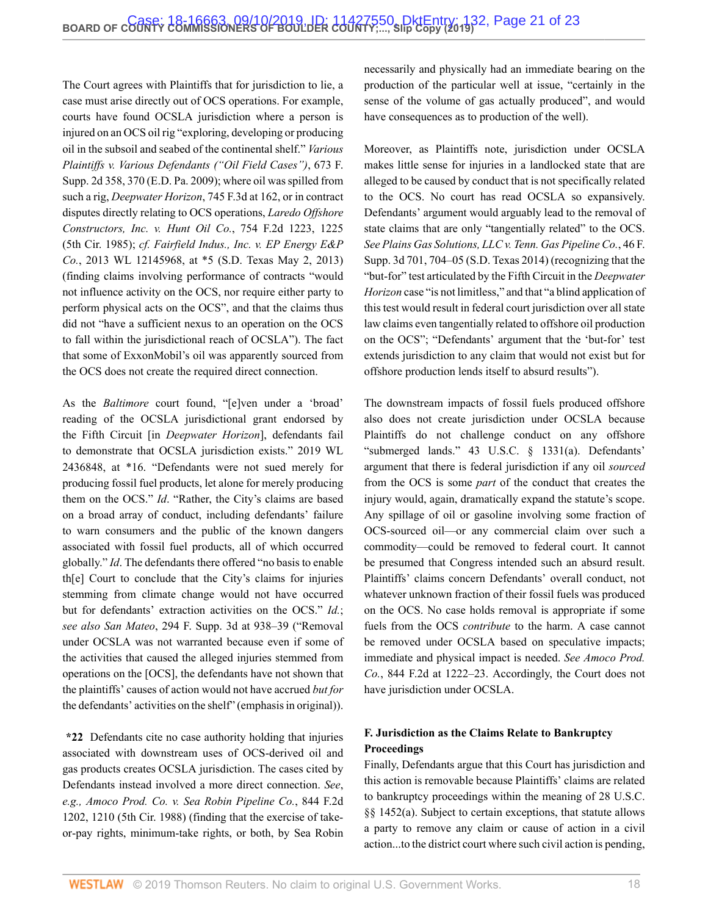The Court agrees with Plaintiffs that for jurisdiction to lie, a case must arise directly out of OCS operations. For example, courts have found OCSLA jurisdiction where a person is injured on an OCS oil rig "exploring, developing or producing oil in the subsoil and seabed of the continental shelf." *Various Plaintiffs v. Various Defendants ("Oil Field Cases")*, 673 F. Supp. 2d 358, 370 (E.D. Pa. 2009); where oil was spilled from such a rig, *Deepwater Horizon*, 745 F.3d at 162, or in contract disputes directly relating to OCS operations, *Laredo Offshore Constructors, Inc. v. Hunt Oil Co.*, 754 F.2d 1223, 1225 (5th Cir. 1985); *cf. Fairfield Indus., Inc. v. EP Energy E&P Co.*, 2013 WL 12145968, at *5 (S.D. Texas May 2, 2013) (finding claims involving performance of contracts "would not influence activity on the OCS, nor require either party to perform physical acts on the OCS", and that the claims thus did not "have a sufficient nexus to an operation on the OCS to fall within the jurisdictional reach of OCSLA"). The fact that some of ExxonMobil's oil was apparently sourced from the OCS does not create the required direct connection.

As the *Baltimore* court found, "[e]ven under a 'broad' reading of the OCSLA jurisdictional grant endorsed by the Fifth Circuit [in *Deepwater Horizon*], defendants fail to demonstrate that OCSLA jurisdiction exists." 2019 WL 2436848, at *16. "Defendants were not sued merely for producing fossil fuel products, let alone for merely producing them on the OCS." *Id*. "Rather, the City's claims are based on a broad array of conduct, including defendants' failure to warn consumers and the public of the known dangers associated with fossil fuel products, all of which occurred globally." *Id*. The defendants there offered "no basis to enable th[e] Court to conclude that the City's claims for injuries stemming from climate change would not have occurred but for defendants' extraction activities on the OCS." *Id.*; *see also San Mateo*, 294 F. Supp. 3d at 938–39 ("Removal under OCSLA was not warranted because even if some of the activities that caused the alleged injuries stemmed from operations on the [OCS], the defendants have not shown that the plaintiffs' causes of action would not have accrued *but for* the defendants' activities on the shelf" (emphasis in original)).

**\*22** Defendants cite no case authority holding that injuries associated with downstream uses of OCS-derived oil and gas products creates OCSLA jurisdiction. The cases cited by Defendants instead involved a more direct connection. *See, e.g., Amoco Prod. Co. v. Sea Robin Pipeline Co.*, 844 F.2d 1202, 1210 (5th Cir. 1988) (finding that the exercise of take-or-pay rights, minimum-take rights, or both, by Sea Robin necessarily and physically had an immediate bearing on the production of the particular well at issue, "certainly in the sense of the volume of gas actually produced", and would have consequences as to production of the well).

Moreover, as Plaintiffs note, jurisdiction under OCSLA makes little sense for injuries in a landlocked state that are alleged to be caused by conduct that is not specifically related to the OCS. No court has read OCSLA so expansively. Defendants' argument would arguably lead to the removal of state claims that are only "tangentially related" to the OCS. *See Plains Gas Solutions, LLC v. Tenn. Gas Pipeline Co.*, 46 F. Supp. 3d 701, 704–05 (S.D. Texas 2014) (recognizing that the "but-for" test articulated by the Fifth Circuit in the *Deepwater Horizon* case "is not limitless," and that "a blind application of this test would result in federal court jurisdiction over all state law claims even tangentially related to offshore oil production on the OCS"; "Defendants' argument that the 'but-for' test extends jurisdiction to any claim that would not exist but for offshore production lends itself to absurd results").

The downstream impacts of fossil fuels produced offshore also does not create jurisdiction under OCSLA because Plaintiffs do not challenge conduct on any offshore "submerged lands." 43 U.S.C. § 1331(a). Defendants' argument that there is federal jurisdiction if any oil *sourced* from the OCS is some *part* of the conduct that creates the injury would, again, dramatically expand the statute's scope. Any spillage of oil or gasoline involving some fraction of OCS-sourced oil—or any commercial claim over such a commodity—could be removed to federal court. It cannot be presumed that Congress intended such an absurd result. Plaintiffs' claims concern Defendants' overall conduct, not whatever unknown fraction of their fossil fuels was produced on the OCS. No case holds removal is appropriate if some fuels from the OCS *contribute* to the harm. A case cannot be removed under OCSLA based on speculative impacts; immediate and physical impact is needed. *See Amoco Prod. Co.*, 844 F.2d at 1222–23. Accordingly, the Court does not have jurisdiction under OCSLA.

**F. Jurisdiction as the Claims Relate to Bankruptcy Proceedings**

Finally, Defendants argue that this Court has jurisdiction and this action is removable because Plaintiffs' claims are related to bankruptcy proceedings within the meaning of 28 U.S.C. §§ 1452(a). Subject to certain exceptions, that statute allows a party to remove any claim or cause of action in a civil action...to the district court where such civil action is pending,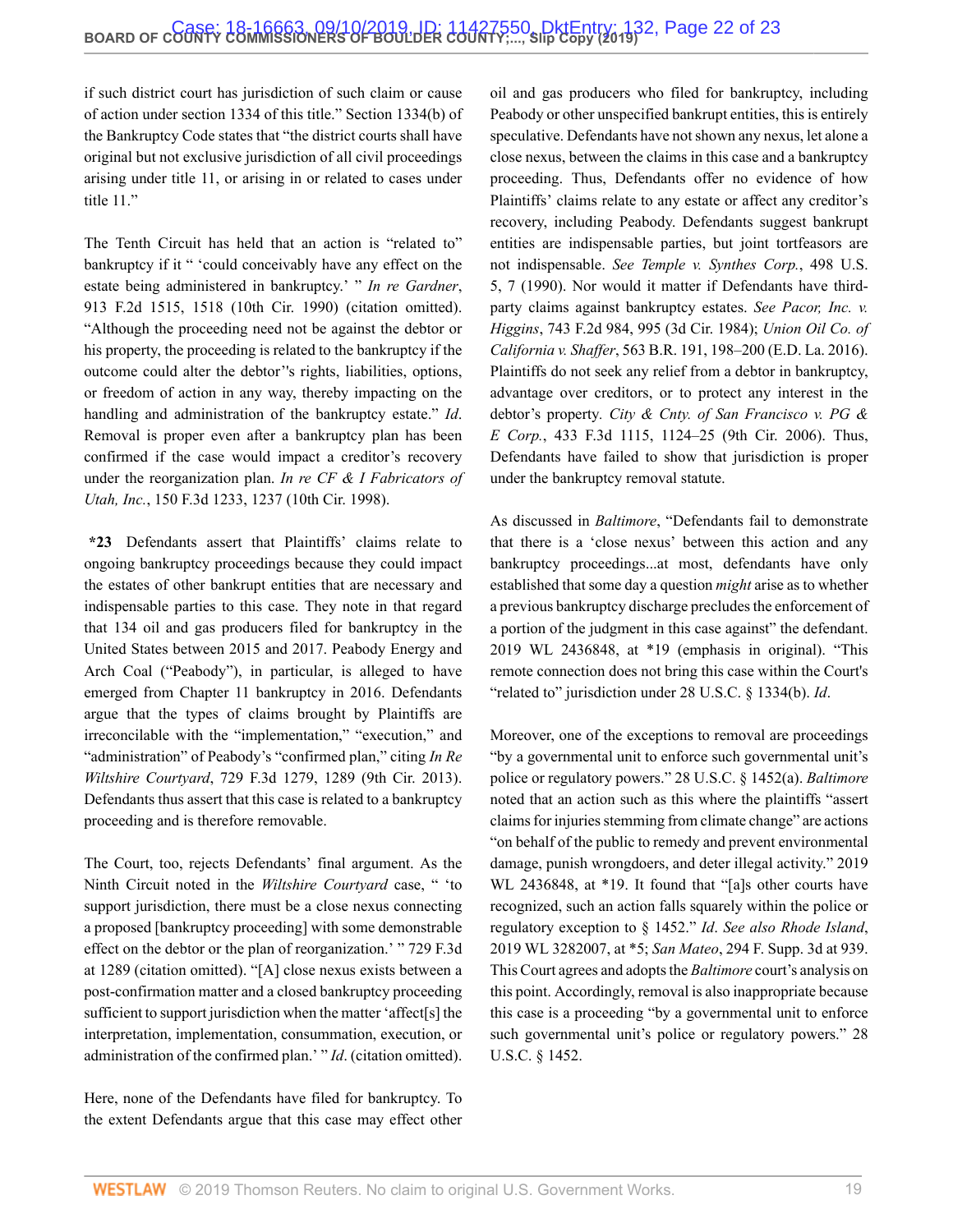if such district court has jurisdiction of such claim or cause of action under section 1334 of this title." Section 1334(b) of the Bankruptcy Code states that "the district courts shall have original but not exclusive jurisdiction of all civil proceedings arising under title 11, or arising in or related to cases under title 11."

The Tenth Circuit has held that an action is "related to" bankruptcy if it " 'could conceivably have any effect on the estate being administered in bankruptcy.' " *In re Gardner*, 913 F.2d 1515, 1518 (10th Cir. 1990) (citation omitted). "Although the proceeding need not be against the debtor or his property, the proceeding is related to the bankruptcy if the outcome could alter the debtor''s rights, liabilities, options, or freedom of action in any way, thereby impacting on the handling and administration of the bankruptcy estate." *Id*. Removal is proper even after a bankruptcy plan has been confirmed if the case would impact a creditor's recovery under the reorganization plan. *In re CF & I Fabricators of Utah, Inc.*, 150 F.3d 1233, 1237 (10th Cir. 1998).

**\*23** Defendants assert that Plaintiffs' claims relate to ongoing bankruptcy proceedings because they could impact the estates of other bankrupt entities that are necessary and indispensable parties to this case. They note in that regard that 134 oil and gas producers filed for bankruptcy in the United States between 2015 and 2017. Peabody Energy and Arch Coal ("Peabody"), in particular, is alleged to have emerged from Chapter 11 bankruptcy in 2016. Defendants argue that the types of claims brought by Plaintiffs are irreconcilable with the "implementation," "execution," and "administration" of Peabody's "confirmed plan," citing *In Re Wiltshire Courtyard*, 729 F.3d 1279, 1289 (9th Cir. 2013). Defendants thus assert that this case is related to a bankruptcy proceeding and is therefore removable.

The Court, too, rejects Defendants' final argument. As the Ninth Circuit noted in the *Wiltshire Courtyard* case, " 'to support jurisdiction, there must be a close nexus connecting a proposed [bankruptcy proceeding] with some demonstrable effect on the debtor or the plan of reorganization.' " 729 F.3d at 1289 (citation omitted). "[A] close nexus exists between a post-confirmation matter and a closed bankruptcy proceeding sufficient to support jurisdiction when the matter 'affect[s] the interpretation, implementation, consummation, execution, or administration of the confirmed plan.' " *Id*. (citation omitted).

Here, none of the Defendants have filed for bankruptcy. To the extent Defendants argue that this case may effect other oil and gas producers who filed for bankruptcy, including Peabody or other unspecified bankrupt entities, this is entirely speculative. Defendants have not shown any nexus, let alone a close nexus, between the claims in this case and a bankruptcy proceeding. Thus, Defendants offer no evidence of how Plaintiffs' claims relate to any estate or affect any creditor's recovery, including Peabody. Defendants suggest bankrupt entities are indispensable parties, but joint tortfeasors are not indispensable. *See Temple v. Synthes Corp.*, 498 U.S. 5, 7 (1990). Nor would it matter if Defendants have third-party claims against bankruptcy estates. *See Pacor, Inc. v. Higgins*, 743 F.2d 984, 995 (3d Cir. 1984); *Union Oil Co. of California v. Shaffer*, 563 B.R. 191, 198–200 (E.D. La. 2016). Plaintiffs do not seek any relief from a debtor in bankruptcy, advantage over creditors, or to protect any interest in the debtor's property. *City & Cnty. of San Francisco v. PG & E Corp.*, 433 F.3d 1115, 1124–25 (9th Cir. 2006). Thus, Defendants have failed to show that jurisdiction is proper under the bankruptcy removal statute.

As discussed in *Baltimore*, "Defendants fail to demonstrate that there is a 'close nexus' between this action and any bankruptcy proceedings...at most, defendants have only established that some day a question *might* arise as to whether a previous bankruptcy discharge precludes the enforcement of a portion of the judgment in this case against" the defendant. 2019 WL 2436848, at \*19 (emphasis in original). "This remote connection does not bring this case within the Court's "related to" jurisdiction under 28 U.S.C. § 1334(b). *Id*.

Moreover, one of the exceptions to removal are proceedings "by a governmental unit to enforce such governmental unit's police or regulatory powers." 28 U.S.C. § 1452(a). *Baltimore* noted that an action such as this where the plaintiffs "assert claims for injuries stemming from climate change" are actions "on behalf of the public to remedy and prevent environmental damage, punish wrongdoers, and deter illegal activity." 2019 WL 2436848, at \*19. It found that "[a]s other courts have recognized, such an action falls squarely within the police or regulatory exception to § 1452." *Id*. *See also Rhode Island*, 2019 WL 3282007, at \*5; *San Mateo*, 294 F. Supp. 3d at 939. This Court agrees and adopts the *Baltimore* court's analysis on this point. Accordingly, removal is also inappropriate because this case is a proceeding "by a governmental unit to enforce such governmental unit's police or regulatory powers." 28 U.S.C. § 1452.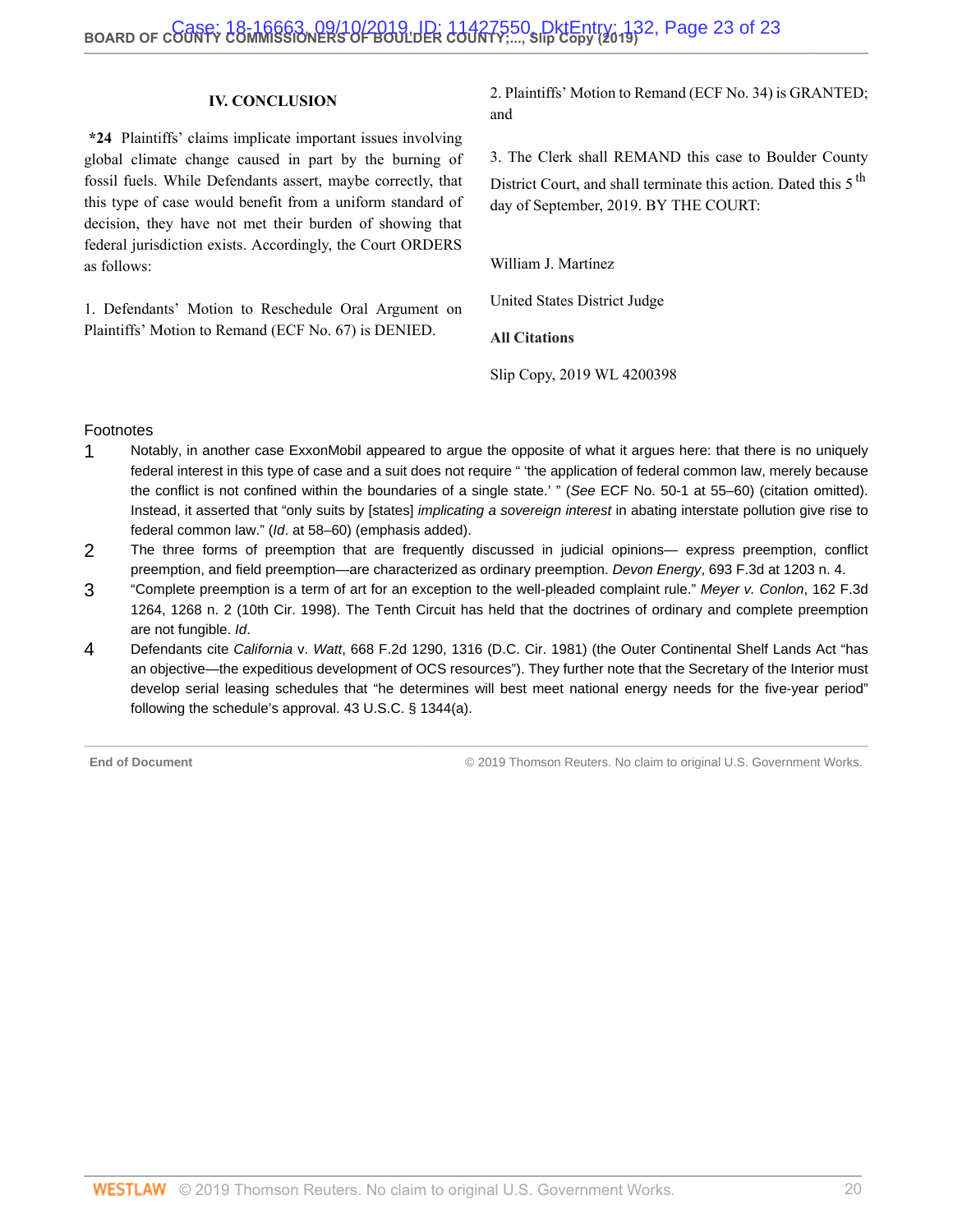### IV. CONCLUSION

**\*24** Plaintiffs' claims implicate important issues involving global climate change caused in part by the burning of fossil fuels. While Defendants assert, maybe correctly, that this type of case would benefit from a uniform standard of decision, they have not met their burden of showing that federal jurisdiction exists. Accordingly, the Court ORDERS as follows:

1. Defendants' Motion to Reschedule Oral Argument on Plaintiffs' Motion to Remand (ECF No. 67) is DENIED.

2. Plaintiffs' Motion to Remand (ECF No. 34) is GRANTED; and

3. The Clerk shall REMAND this case to Boulder County District Court, and shall terminate this action. Dated this 5th day of September, 2019. BY THE COURT:

William J. Martínez

United States District Judge

**All Citations**

Slip Copy, 2019 WL 4200398

Footnotes

1. Notably, in another case ExxonMobil appeared to argue the opposite of what it argues here: that there is no uniquely federal interest in this type of case and a suit does not require " 'the application of federal common law, merely because the conflict is not confined within the boundaries of a single state.' " (*See* ECF No. 50-1 at 55–60) (citation omitted). Instead, it asserted that "only suits by [states] *implicating a sovereign interest* in abating interstate pollution give rise to federal common law." (*Id*. at 58–60) (emphasis added).
2. The three forms of preemption that are frequently discussed in judicial opinions— express preemption, conflict preemption, and field preemption—are characterized as ordinary preemption. *Devon Energy*, 693 F.3d at 1203 n. 4.
3. "Complete preemption is a term of art for an exception to the well-pleaded complaint rule." *Meyer v. Conlon*, 162 F.3d 1264, 1268 n. 2 (10th Cir. 1998). The Tenth Circuit has held that the doctrines of ordinary and complete preemption are not fungible. *Id*.
4. Defendants cite *California* v. *Watt*, 668 F.2d 1290, 1316 (D.C. Cir. 1981) (the Outer Continental Shelf Lands Act "has an objective—the expeditious development of OCS resources"). They further note that the Secretary of the Interior must develop serial leasing schedules that "he determines will best meet national energy needs for the five-year period" following the schedule's approval. 43 U.S.C. § 1344(a).

End of Document © 2019 Thomson Reuters. No claim to original U.S. Government Works.